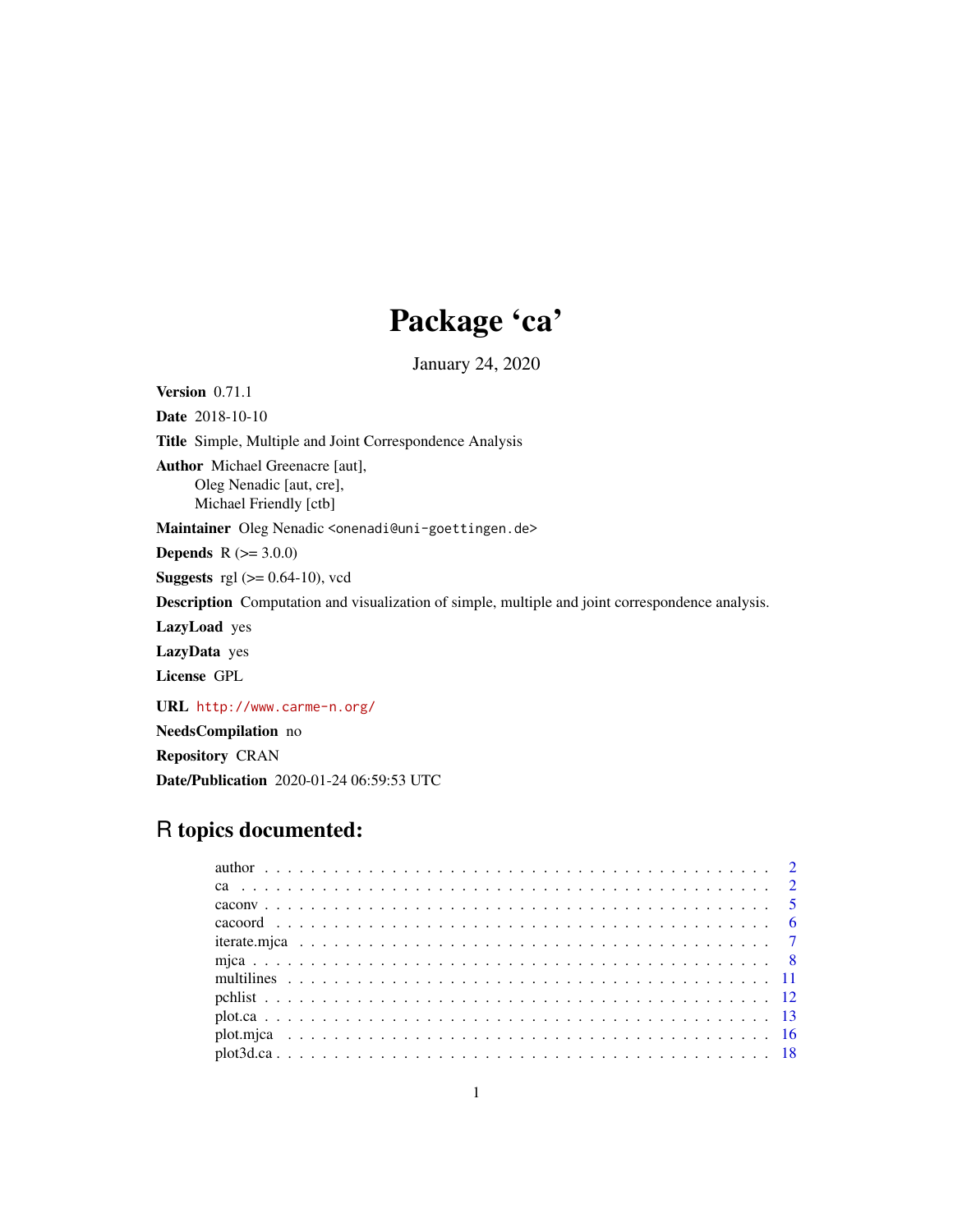# Package 'ca'

January 24, 2020

**Version** 0.71.1

**Date** 2018-10-10

**Title** Simple, Multiple and Joint Correspondence Analysis

**Author** Michael Greenacre [aut],
Oleg Nenadic [aut, cre],
Michael Friendly [ctb]

**Maintainer** Oleg Nenadic <onenadi@uni-goettingen.de>

**Depends** R (>= 3.0.0)

**Suggests** rgl (>= 0.64-10), vcd

**Description** Computation and visualization of simple, multiple and joint correspondence analysis.

**LazyLoad** yes

**LazyData** yes

**License** GPL

**URL** http://www.carme-n.org/

**NeedsCompilation** no

**Repository** CRAN

**Date/Publication** 2020-01-24 06:59:53 UTC

## R topics documented:

| | |
|---|---|
| author | 2 |
| ca | 2 |
| caconv | 5 |
| cacoord | 6 |
| iterate.mjca | 7 |
| mjca | 8 |
| multilines | 11 |
| pchlist | 12 |
| plot.ca | 13 |
| plot.mjca | 16 |
| plot3d.ca | 18 |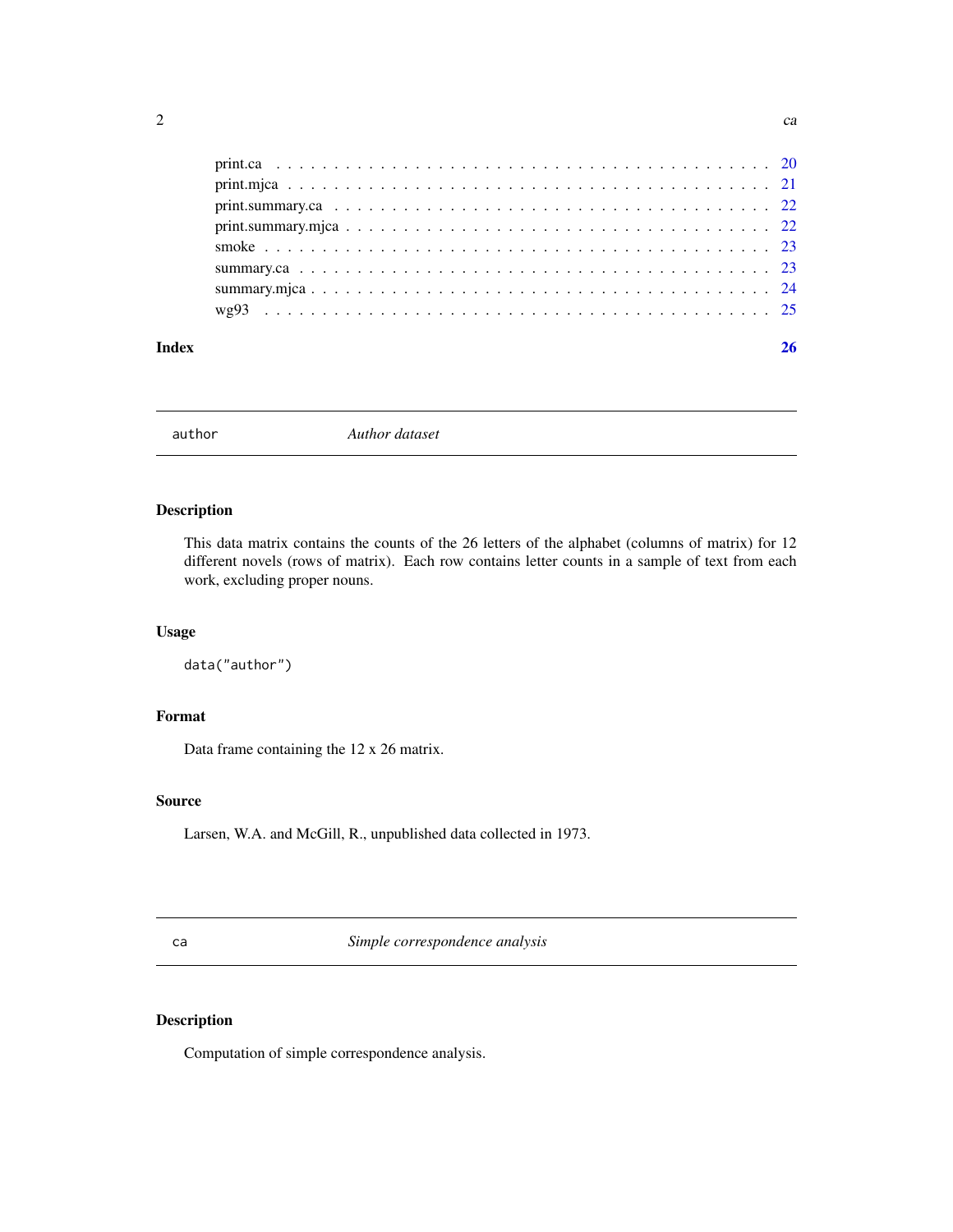print.ca . . . . . . . . . . . . . . . . . . . . . . . . . . . . . . . . . . . . . . . . . 20
print.mjca . . . . . . . . . . . . . . . . . . . . . . . . . . . . . . . . . . . . . . . . 21
print.summary.ca . . . . . . . . . . . . . . . . . . . . . . . . . . . . . . . . . . . . 22
print.summary.mjca . . . . . . . . . . . . . . . . . . . . . . . . . . . . . . . . . . . 22
smoke . . . . . . . . . . . . . . . . . . . . . . . . . . . . . . . . . . . . . . . . . . . 23
summary.ca . . . . . . . . . . . . . . . . . . . . . . . . . . . . . . . . . . . . . . . 23
summary.mjca . . . . . . . . . . . . . . . . . . . . . . . . . . . . . . . . . . . . . . 24
wg93 . . . . . . . . . . . . . . . . . . . . . . . . . . . . . . . . . . . . . . . . . . . 25

**Index** **26**

---

## author — *Author dataset*

### Description

This data matrix contains the counts of the 26 letters of the alphabet (columns of matrix) for 12 different novels (rows of matrix). Each row contains letter counts in a sample of text from each work, excluding proper nouns.

### Usage

```
data("author")
```

### Format

Data frame containing the 12 x 26 matrix.

### Source

Larsen, W.A. and McGill, R., unpublished data collected in 1973.

---

## ca — *Simple correspondence analysis*

### Description

Computation of simple correspondence analysis.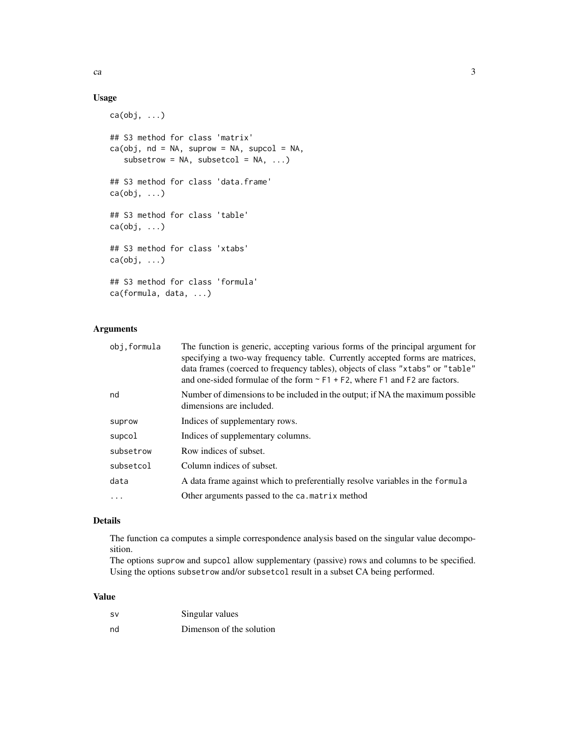## Usage

```
ca(obj, ...)

## S3 method for class 'matrix'
ca(obj, nd = NA, suprow = NA, supcol = NA,
   subsetrow = NA, subsetcol = NA, ...)

## S3 method for class 'data.frame'
ca(obj, ...)

## S3 method for class 'table'
ca(obj, ...)

## S3 method for class 'xtabs'
ca(obj, ...)

## S3 method for class 'formula'
ca(formula, data, ...)
```

## Arguments

| | |
|---|---|
| obj,formula | The function is generic, accepting various forms of the principal argument for specifying a two-way frequency table. Currently accepted forms are matrices, data frames (coerced to frequency tables), objects of class "xtabs" or "table" and one-sided formulae of the form ~ F1 + F2, where F1 and F2 are factors. |
| nd | Number of dimensions to be included in the output; if NA the maximum possible dimensions are included. |
| suprow | Indices of supplementary rows. |
| supcol | Indices of supplementary columns. |
| subsetrow | Row indices of subset. |
| subsetcol | Column indices of subset. |
| data | A data frame against which to preferentially resolve variables in the formula |
| ... | Other arguments passed to the ca.matrix method |

## Details

The function ca computes a simple correspondence analysis based on the singular value decomposition.
The options suprow and supcol allow supplementary (passive) rows and columns to be specified.
Using the options subsetrow and/or subsetcol result in a subset CA being performed.

## Value

| | |
|---|---|
| sv | Singular values |
| nd | Dimenson of the solution |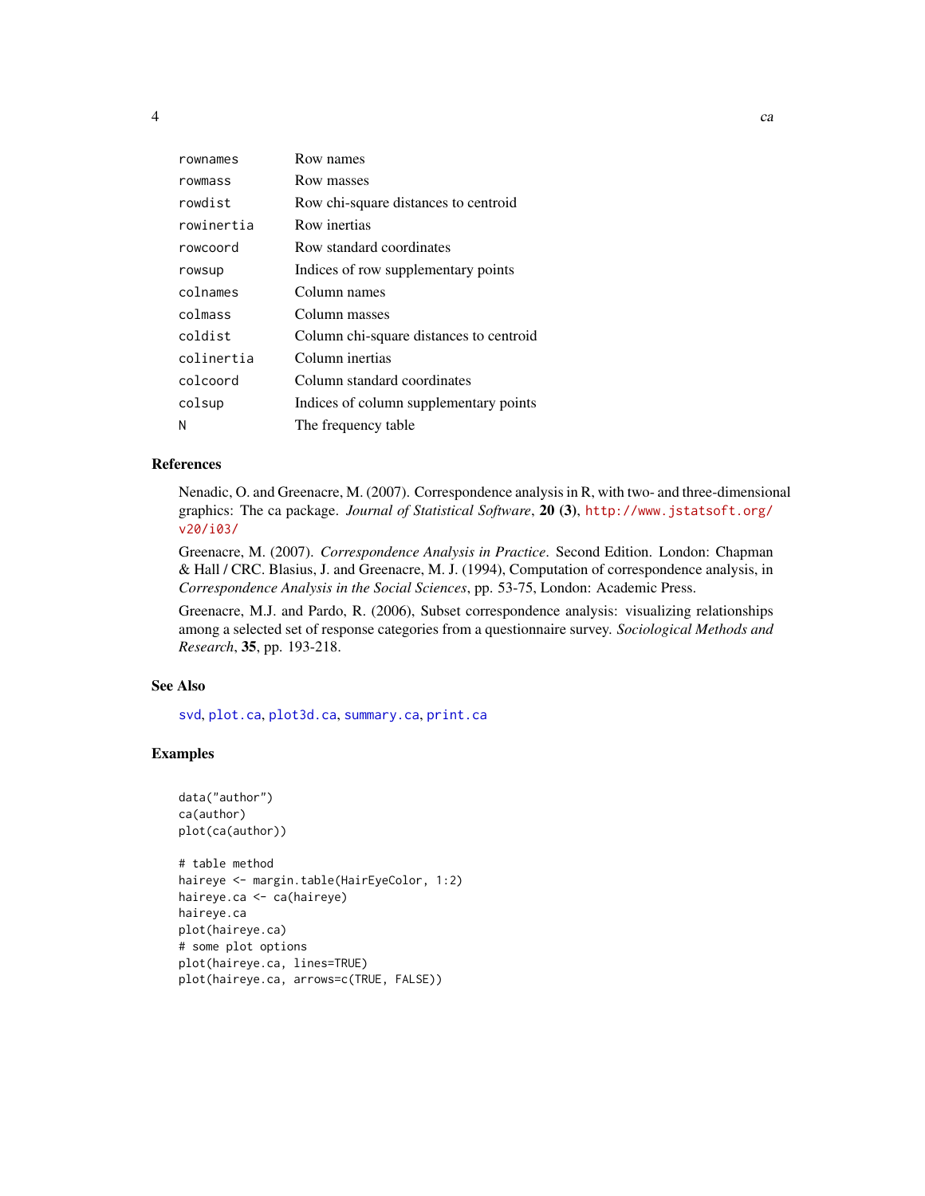| | |
|---|---|
| `rownames` | Row names |
| `rowmass` | Row masses |
| `rowdist` | Row chi-square distances to centroid |
| `rowinertia` | Row inertias |
| `rowcoord` | Row standard coordinates |
| `rowsup` | Indices of row supplementary points |
| `colnames` | Column names |
| `colmass` | Column masses |
| `coldist` | Column chi-square distances to centroid |
| `colinertia` | Column inertias |
| `colcoord` | Column standard coordinates |
| `colsup` | Indices of column supplementary points |
| `N` | The frequency table |

## References

Nenadic, O. and Greenacre, M. (2007). Correspondence analysis in R, with two- and three-dimensional graphics: The ca package. *Journal of Statistical Software*, **20 (3)**, http://www.jstatsoft.org/v20/i03/

Greenacre, M. (2007). *Correspondence Analysis in Practice*. Second Edition. London: Chapman & Hall / CRC. Blasius, J. and Greenacre, M. J. (1994), Computation of correspondence analysis, in *Correspondence Analysis in the Social Sciences*, pp. 53-75, London: Academic Press.

Greenacre, M.J. and Pardo, R. (2006), Subset correspondence analysis: visualizing relationships among a selected set of response categories from a questionnaire survey. *Sociological Methods and Research*, **35**, pp. 193-218.

## See Also

`svd`, `plot.ca`, `plot3d.ca`, `summary.ca`, `print.ca`

## Examples

```
data("author")
ca(author)
plot(ca(author))

# table method
haireye <- margin.table(HairEyeColor, 1:2)
haireye.ca <- ca(haireye)
haireye.ca
plot(haireye.ca)
# some plot options
plot(haireye.ca, lines=TRUE)
plot(haireye.ca, arrows=c(TRUE, FALSE))
```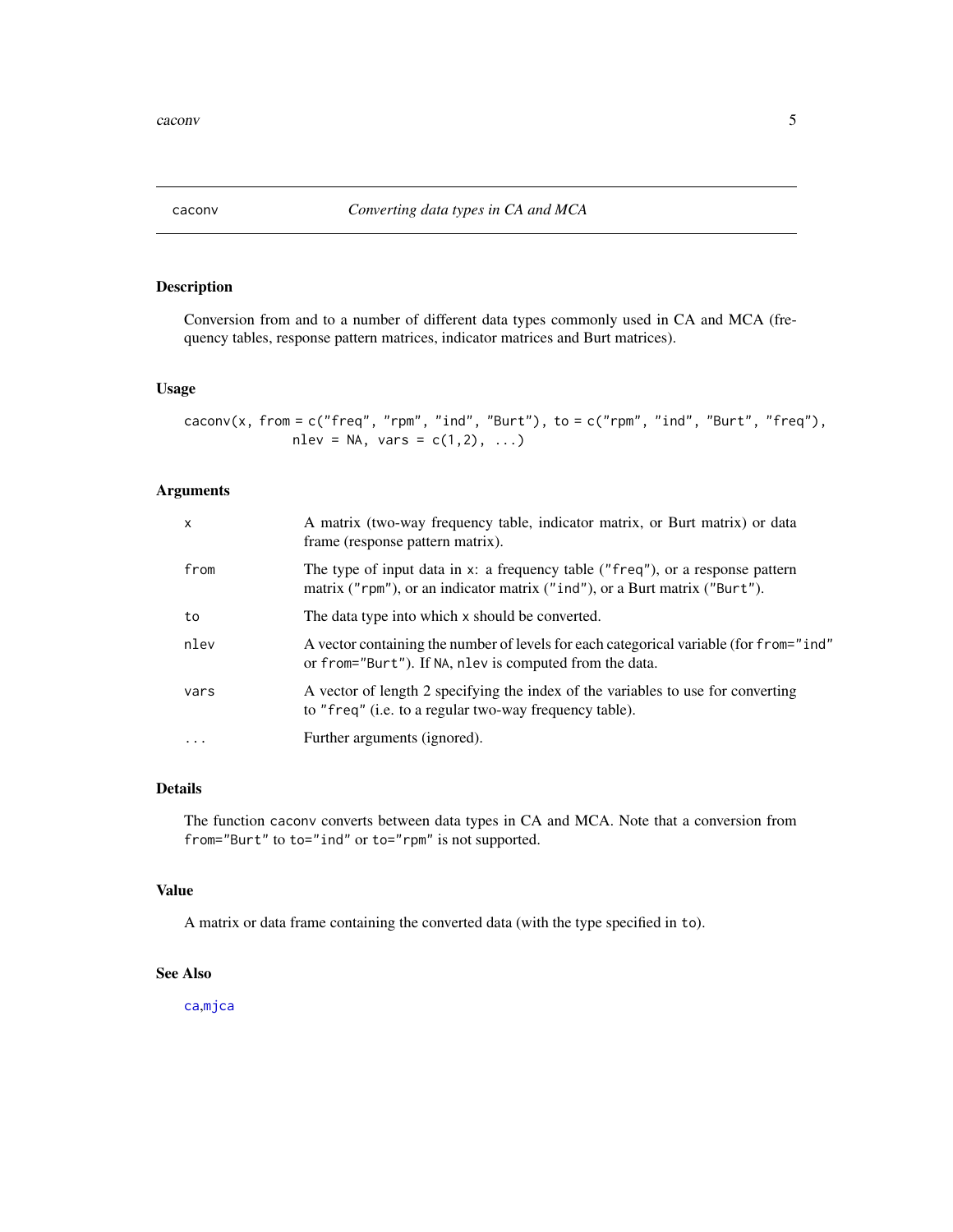## caconv — *Converting data types in CA and MCA*

### Description

Conversion from and to a number of different data types commonly used in CA and MCA (frequency tables, response pattern matrices, indicator matrices and Burt matrices).

### Usage

```
caconv(x, from = c("freq", "rpm", "ind", "Burt"), to = c("rpm", "ind", "Burt", "freq"),
             nlev = NA, vars = c(1,2), ...)
```

### Arguments

| | |
|---|---|
| `x` | A matrix (two-way frequency table, indicator matrix, or Burt matrix) or data frame (response pattern matrix). |
| `from` | The type of input data in `x`: a frequency table (`"freq"`), or a response pattern matrix (`"rpm"`), or an indicator matrix (`"ind"`), or a Burt matrix (`"Burt"`). |
| `to` | The data type into which `x` should be converted. |
| `nlev` | A vector containing the number of levels for each categorical variable (for `from="ind"` or `from="Burt"`). If `NA`, `nlev` is computed from the data. |
| `vars` | A vector of length 2 specifying the index of the variables to use for converting to `"freq"` (i.e. to a regular two-way frequency table). |
| `...` | Further arguments (ignored). |

### Details

The function `caconv` converts between data types in CA and MCA. Note that a conversion from `from="Burt"` to `to="ind"` or `to="rpm"` is not supported.

### Value

A matrix or data frame containing the converted data (with the type specified in `to`).

### See Also

`ca`,`mjca`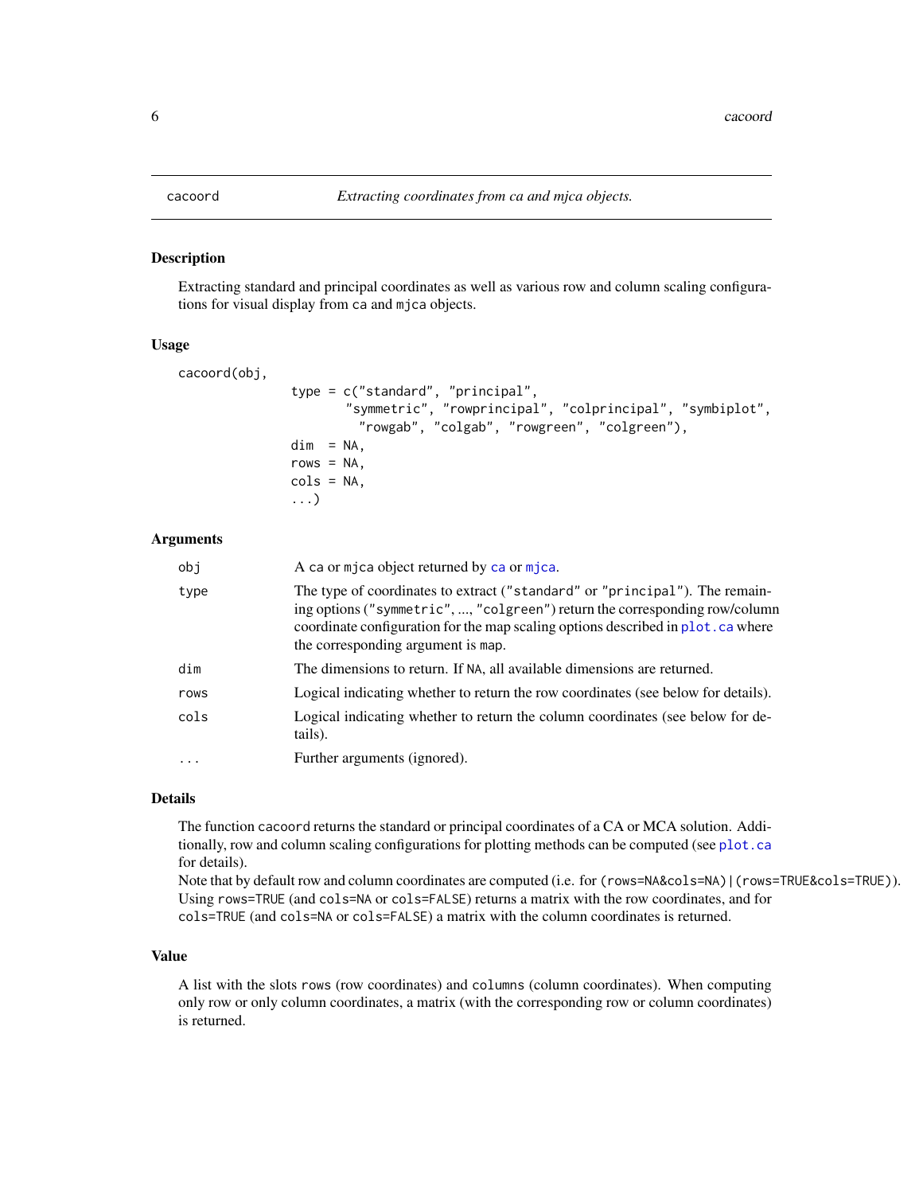## cacoord — *Extracting coordinates from ca and mjca objects.*

### Description

Extracting standard and principal coordinates as well as various row and column scaling configurations for visual display from ca and mjca objects.

### Usage

```
cacoord(obj,
              type = c("standard", "principal",
                     "symmetric", "rowprincipal", "colprincipal", "symbiplot",
                       "rowgab", "colgab", "rowgreen", "colgreen"),
              dim  = NA,
              rows = NA,
              cols = NA,
              ...)
```

### Arguments

| | |
|---|---|
| `obj` | A `ca` or `mjca` object returned by `ca` or `mjca`. |
| `type` | The type of coordinates to extract (`"standard"` or `"principal"`). The remaining options (`"symmetric"`, ..., `"colgreen"`) return the corresponding row/column coordinate configuration for the map scaling options described in `plot.ca` where the corresponding argument is `map`. |
| `dim` | The dimensions to return. If `NA`, all available dimensions are returned. |
| `rows` | Logical indicating whether to return the row coordinates (see below for details). |
| `cols` | Logical indicating whether to return the column coordinates (see below for details). |
| `...` | Further arguments (ignored). |

### Details

The function `cacoord` returns the standard or principal coordinates of a CA or MCA solution. Additionally, row and column scaling configurations for plotting methods can be computed (see `plot.ca` for details).

Note that by default row and column coordinates are computed (i.e. for `(rows=NA&cols=NA)|(rows=TRUE&cols=TRUE)`). Using `rows=TRUE` (and `cols=NA` or `cols=FALSE`) returns a matrix with the row coordinates, and for `cols=TRUE` (and `cols=NA` or `cols=FALSE`) a matrix with the column coordinates is returned.

### Value

A list with the slots `rows` (row coordinates) and `columns` (column coordinates). When computing only row or only column coordinates, a matrix (with the corresponding row or column coordinates) is returned.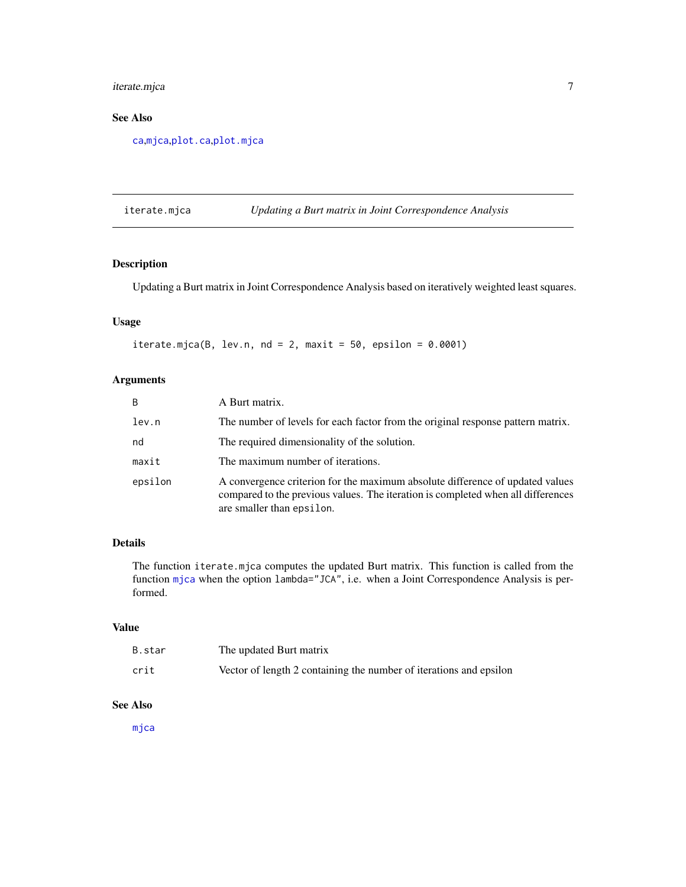## See Also

ca,mjca,plot.ca,plot.mjca

---

# iterate.mjca *Updating a Burt matrix in Joint Correspondence Analysis*

## Description

Updating a Burt matrix in Joint Correspondence Analysis based on iteratively weighted least squares.

## Usage

```
iterate.mjca(B, lev.n, nd = 2, maxit = 50, epsilon = 0.0001)
```

## Arguments

| | |
|---|---|
| B | A Burt matrix. |
| lev.n | The number of levels for each factor from the original response pattern matrix. |
| nd | The required dimensionality of the solution. |
| maxit | The maximum number of iterations. |
| epsilon | A convergence criterion for the maximum absolute difference of updated values compared to the previous values. The iteration is completed when all differences are smaller than epsilon. |

## Details

The function `iterate.mjca` computes the updated Burt matrix. This function is called from the function mjca when the option `lambda="JCA"`, i.e. when a Joint Correspondence Analysis is performed.

## Value

| | |
|---|---|
| B.star | The updated Burt matrix |
| crit | Vector of length 2 containing the number of iterations and epsilon |

## See Also

mjca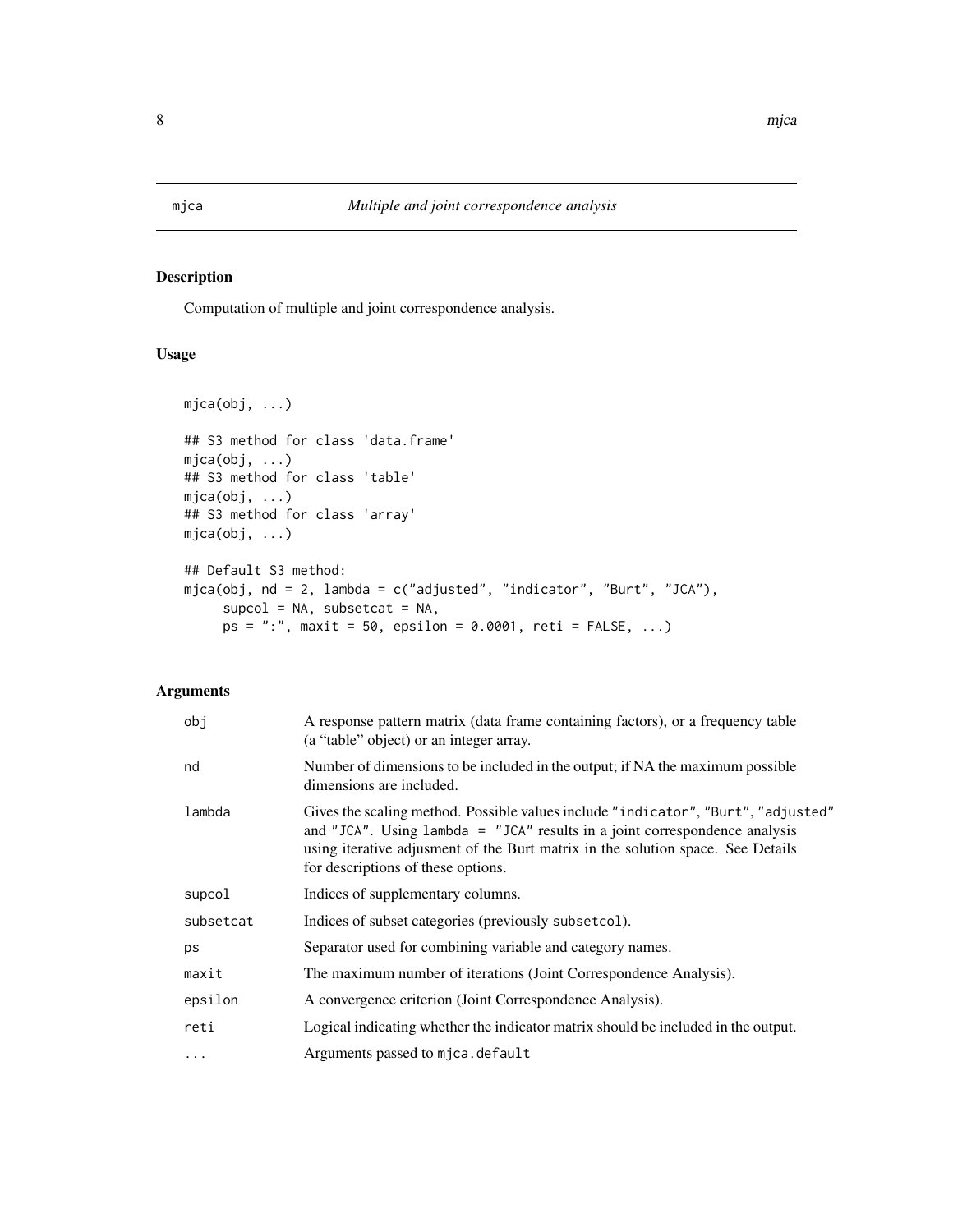mjca *Multiple and joint correspondence analysis*

## Description

Computation of multiple and joint correspondence analysis.

## Usage

```
mjca(obj, ...)

## S3 method for class 'data.frame'
mjca(obj, ...)
## S3 method for class 'table'
mjca(obj, ...)
## S3 method for class 'array'
mjca(obj, ...)

## Default S3 method:
mjca(obj, nd = 2, lambda = c("adjusted", "indicator", "Burt", "JCA"),
     supcol = NA, subsetcat = NA,
     ps = ":", maxit = 50, epsilon = 0.0001, reti = FALSE, ...)
```

## Arguments

| | |
|---|---|
| `obj` | A response pattern matrix (data frame containing factors), or a frequency table (a "table" object) or an integer array. |
| `nd` | Number of dimensions to be included in the output; if NA the maximum possible dimensions are included. |
| `lambda` | Gives the scaling method. Possible values include `"indicator"`, `"Burt"`, `"adjusted"` and `"JCA"`. Using `lambda = "JCA"` results in a joint correspondence analysis using iterative adjusment of the Burt matrix in the solution space. See Details for descriptions of these options. |
| `supcol` | Indices of supplementary columns. |
| `subsetcat` | Indices of subset categories (previously `subsetcol`). |
| `ps` | Separator used for combining variable and category names. |
| `maxit` | The maximum number of iterations (Joint Correspondence Analysis). |
| `epsilon` | A convergence criterion (Joint Correspondence Analysis). |
| `reti` | Logical indicating whether the indicator matrix should be included in the output. |
| `...` | Arguments passed to `mjca.default` |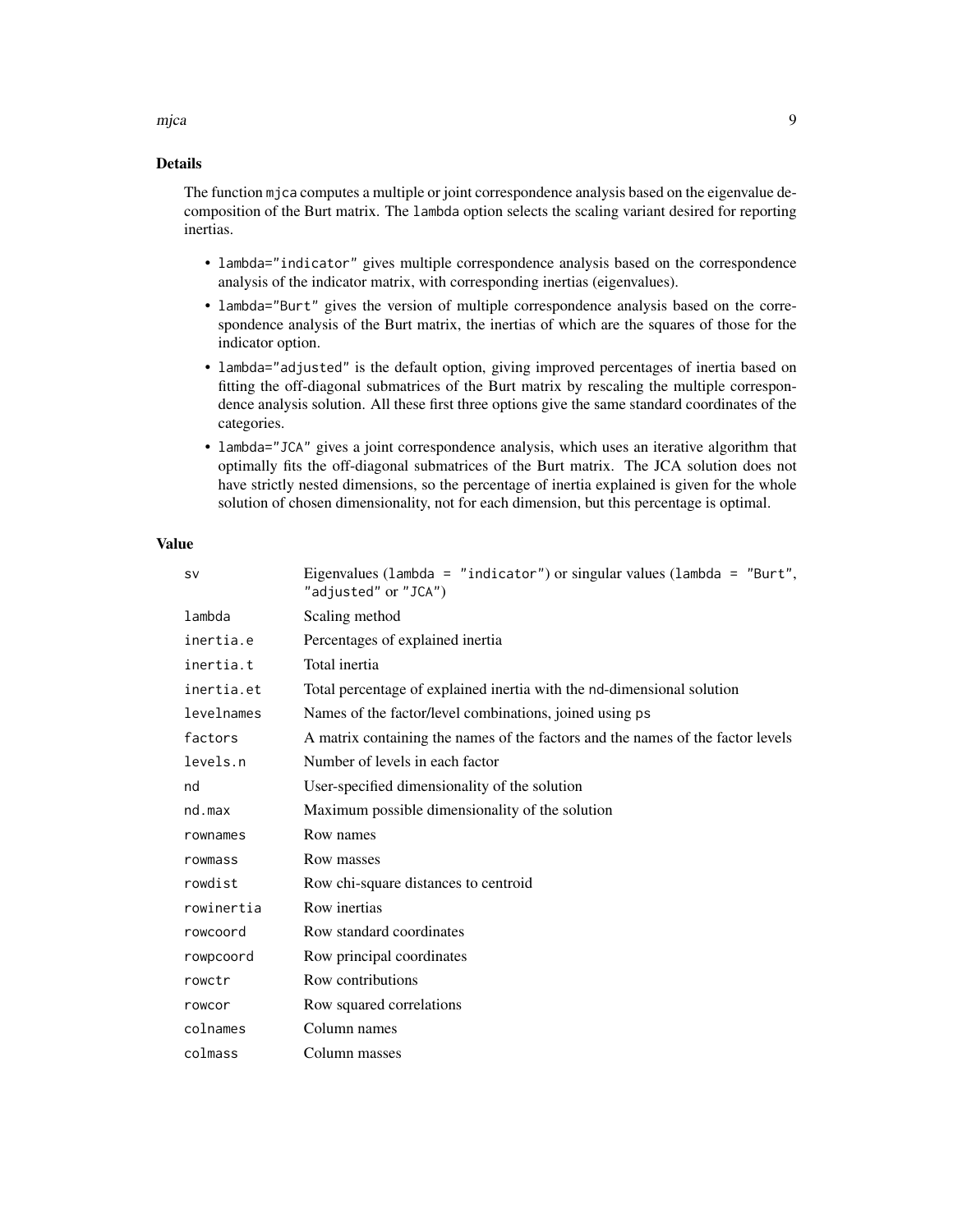## Details

The function `mjca` computes a multiple or joint correspondence analysis based on the eigenvalue decomposition of the Burt matrix. The `lambda` option selects the scaling variant desired for reporting inertias.

- `lambda="indicator"` gives multiple correspondence analysis based on the correspondence analysis of the indicator matrix, with corresponding inertias (eigenvalues).
- `lambda="Burt"` gives the version of multiple correspondence analysis based on the correspondence analysis of the Burt matrix, the inertias of which are the squares of those for the indicator option.
- `lambda="adjusted"` is the default option, giving improved percentages of inertia based on fitting the off-diagonal submatrices of the Burt matrix by rescaling the multiple correspondence analysis solution. All these first three options give the same standard coordinates of the categories.
- `lambda="JCA"` gives a joint correspondence analysis, which uses an iterative algorithm that optimally fits the off-diagonal submatrices of the Burt matrix. The JCA solution does not have strictly nested dimensions, so the percentage of inertia explained is given for the whole solution of chosen dimensionality, not for each dimension, but this percentage is optimal.

## Value

| | |
|---|---|
| `sv` | Eigenvalues (`lambda = "indicator"`) or singular values (`lambda = "Burt"`, `"adjusted"` or `"JCA"`) |
| `lambda` | Scaling method |
| `inertia.e` | Percentages of explained inertia |
| `inertia.t` | Total inertia |
| `inertia.et` | Total percentage of explained inertia with the `nd`-dimensional solution |
| `levelnames` | Names of the factor/level combinations, joined using `ps` |
| `factors` | A matrix containing the names of the factors and the names of the factor levels |
| `levels.n` | Number of levels in each factor |
| `nd` | User-specified dimensionality of the solution |
| `nd.max` | Maximum possible dimensionality of the solution |
| `rownames` | Row names |
| `rowmass` | Row masses |
| `rowdist` | Row chi-square distances to centroid |
| `rowinertia` | Row inertias |
| `rowcoord` | Row standard coordinates |
| `rowpcoord` | Row principal coordinates |
| `rowctr` | Row contributions |
| `rowcor` | Row squared correlations |
| `colnames` | Column names |
| `colmass` | Column masses |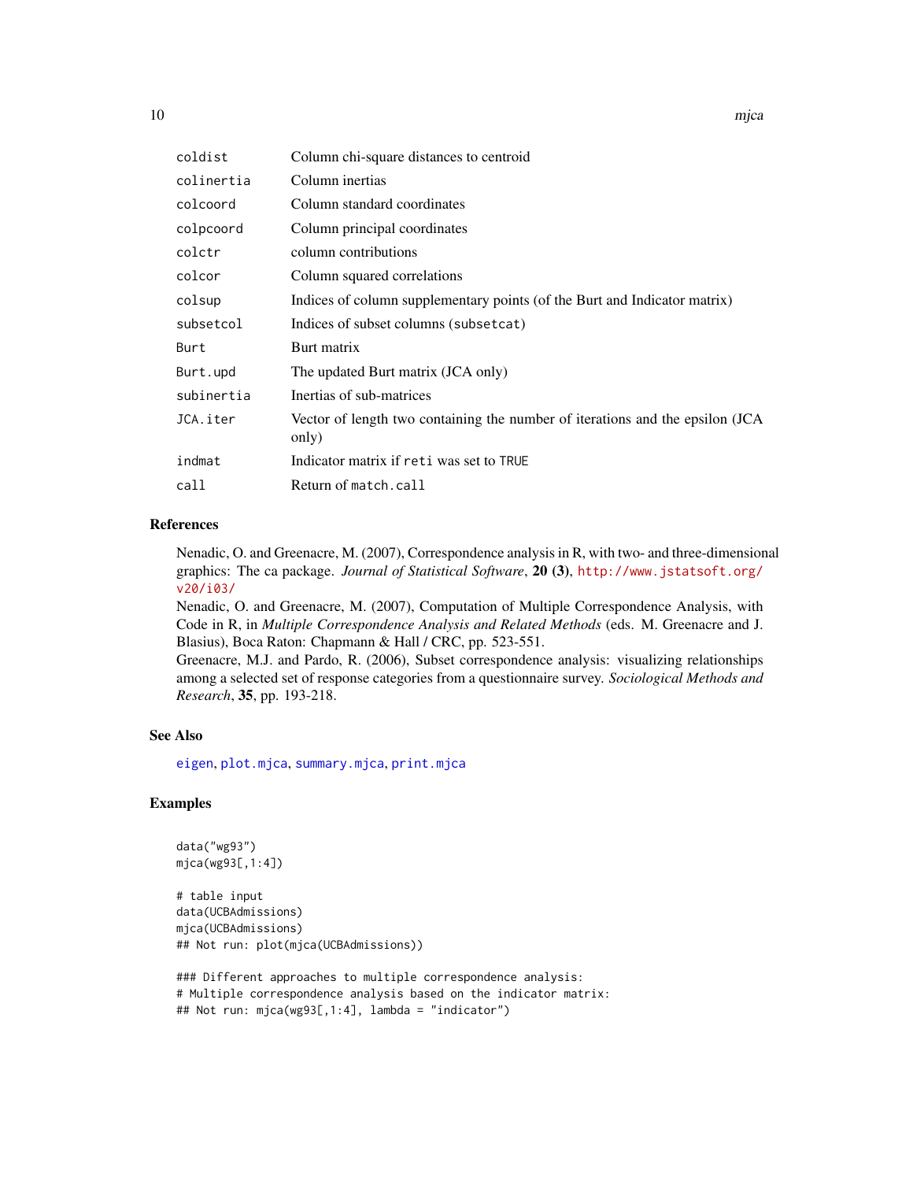| | |
|---|---|
| `coldist` | Column chi-square distances to centroid |
| `colinertia` | Column inertias |
| `colcoord` | Column standard coordinates |
| `colpcoord` | Column principal coordinates |
| `colctr` | column contributions |
| `colcor` | Column squared correlations |
| `colsup` | Indices of column supplementary points (of the Burt and Indicator matrix) |
| `subsetcol` | Indices of subset columns (`subsetcat`) |
| `Burt` | Burt matrix |
| `Burt.upd` | The updated Burt matrix (JCA only) |
| `subinertia` | Inertias of sub-matrices |
| `JCA.iter` | Vector of length two containing the number of iterations and the epsilon (JCA only) |
| `indmat` | Indicator matrix if `reti` was set to `TRUE` |
| `call` | Return of `match.call` |

## References

Nenadic, O. and Greenacre, M. (2007), Correspondence analysis in R, with two- and three-dimensional graphics: The ca package. *Journal of Statistical Software*, **20 (3)**, http://www.jstatsoft.org/v20/i03/

Nenadic, O. and Greenacre, M. (2007), Computation of Multiple Correspondence Analysis, with Code in R, in *Multiple Correspondence Analysis and Related Methods* (eds. M. Greenacre and J. Blasius), Boca Raton: Chapmann & Hall / CRC, pp. 523-551.

Greenacre, M.J. and Pardo, R. (2006), Subset correspondence analysis: visualizing relationships among a selected set of response categories from a questionnaire survey. *Sociological Methods and Research*, **35**, pp. 193-218.

## See Also

`eigen`, `plot.mjca`, `summary.mjca`, `print.mjca`

## Examples

```
data("wg93")
mjca(wg93[,1:4])

# table input
data(UCBAdmissions)
mjca(UCBAdmissions)
## Not run: plot(mjca(UCBAdmissions))

### Different approaches to multiple correspondence analysis:
# Multiple correspondence analysis based on the indicator matrix:
## Not run: mjca(wg93[,1:4], lambda = "indicator")
```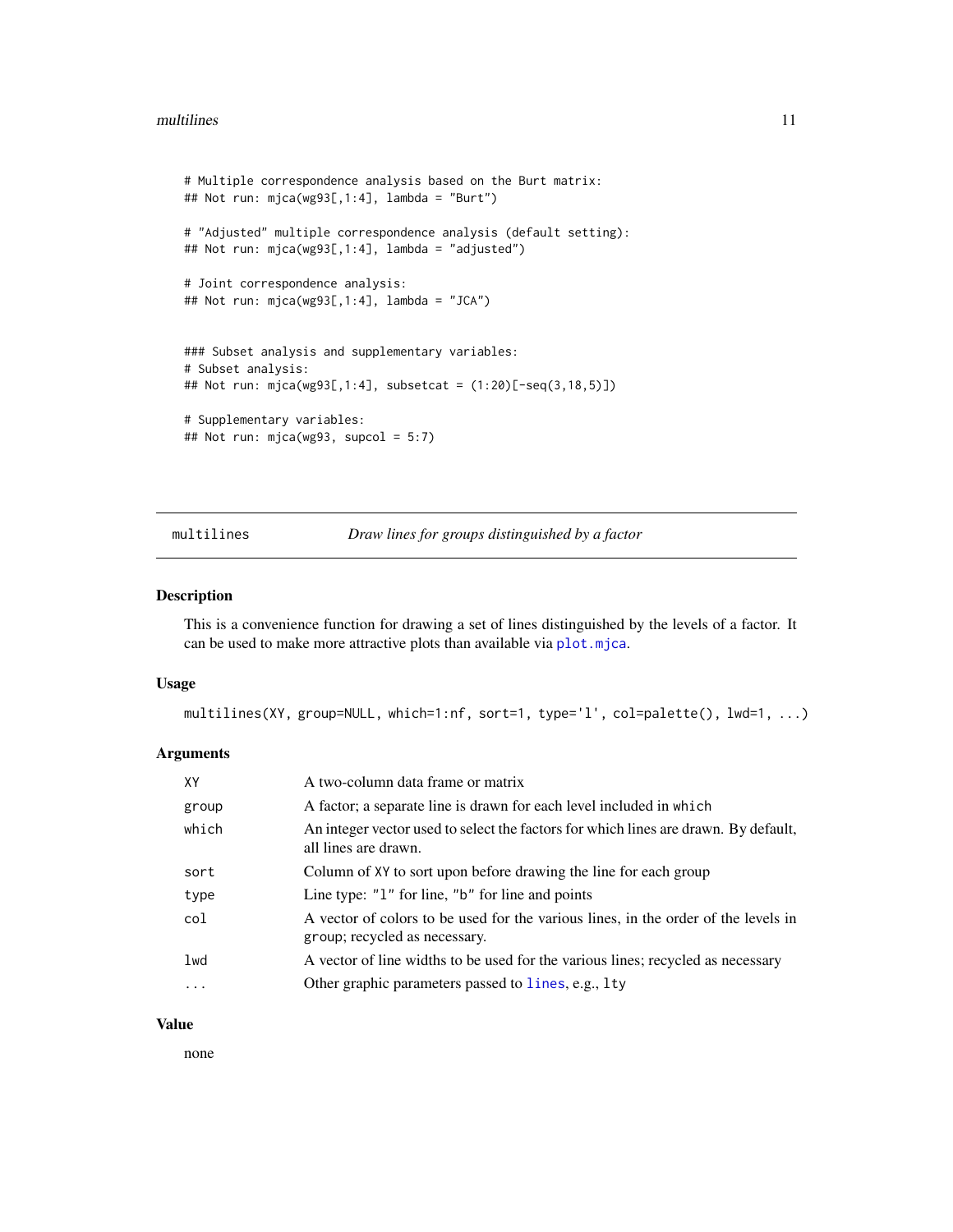```
# Multiple correspondence analysis based on the Burt matrix:
## Not run: mjca(wg93[,1:4], lambda = "Burt")

# "Adjusted" multiple correspondence analysis (default setting):
## Not run: mjca(wg93[,1:4], lambda = "adjusted")

# Joint correspondence analysis:
## Not run: mjca(wg93[,1:4], lambda = "JCA")


### Subset analysis and supplementary variables:
# Subset analysis:
## Not run: mjca(wg93[,1:4], subsetcat = (1:20)[-seq(3,18,5)])

# Supplementary variables:
## Not run: mjca(wg93, supcol = 5:7)
```

---

## multilines — *Draw lines for groups distinguished by a factor*

### Description

This is a convenience function for drawing a set of lines distinguished by the levels of a factor. It can be used to make more attractive plots than available via `plot.mjca`.

### Usage

```
multilines(XY, group=NULL, which=1:nf, sort=1, type='l', col=palette(), lwd=1, ...)
```

### Arguments

| | |
|---|---|
| `XY` | A two-column data frame or matrix |
| `group` | A factor; a separate line is drawn for each level included in `which` |
| `which` | An integer vector used to select the factors for which lines are drawn. By default, all lines are drawn. |
| `sort` | Column of `XY` to sort upon before drawing the line for each group |
| `type` | Line type: `"l"` for line, `"b"` for line and points |
| `col` | A vector of colors to be used for the various lines, in the order of the levels in `group`; recycled as necessary. |
| `lwd` | A vector of line widths to be used for the various lines; recycled as necessary |
| `...` | Other graphic parameters passed to `lines`, e.g., `lty` |

### Value

none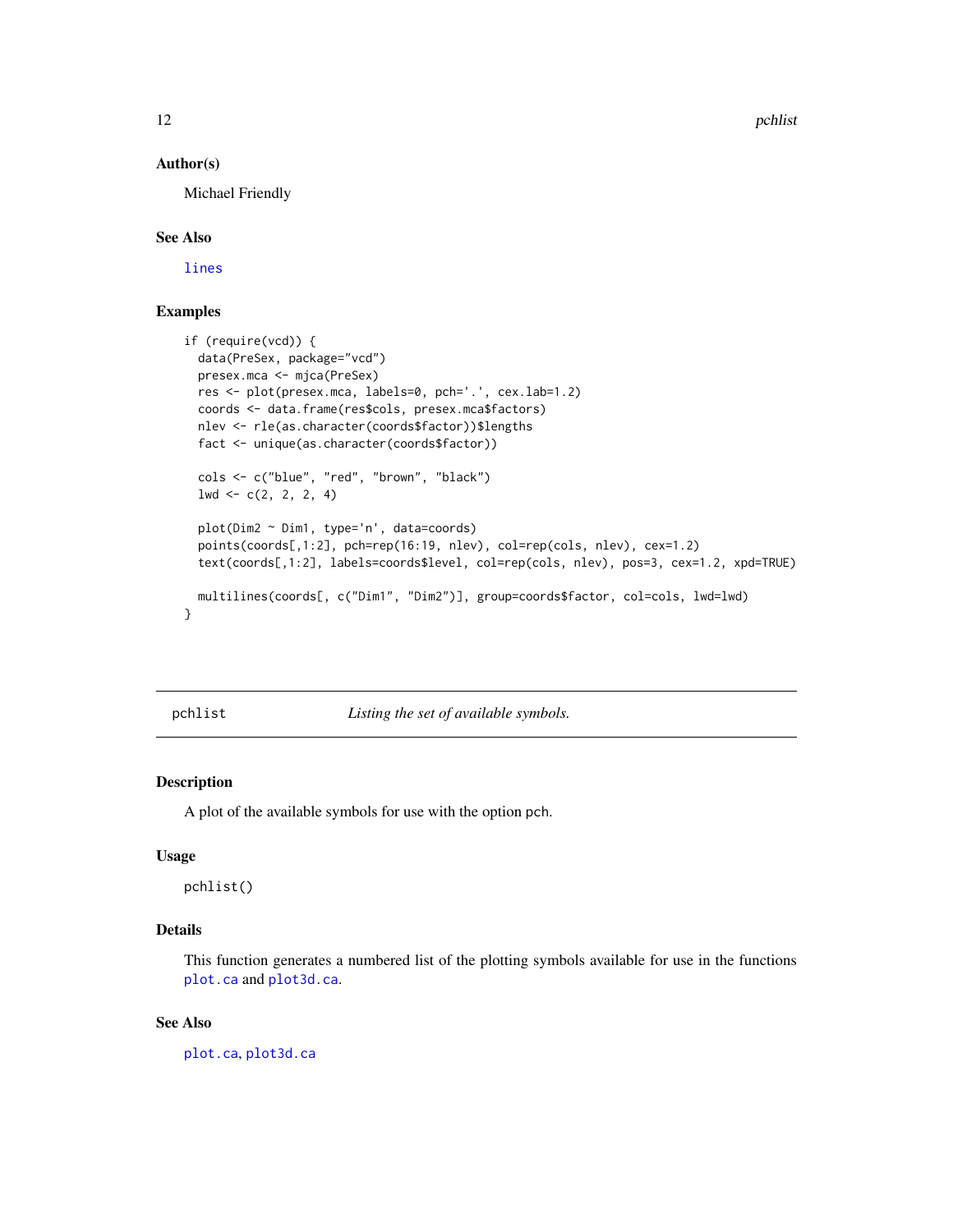### Author(s)

Michael Friendly

### See Also

lines

### Examples

```
if (require(vcd)) {
  data(PreSex, package="vcd")
  presex.mca <- mjca(PreSex)
  res <- plot(presex.mca, labels=0, pch='.', cex.lab=1.2)
  coords <- data.frame(res$cols, presex.mca$factors)
  nlev <- rle(as.character(coords$factor))$lengths
  fact <- unique(as.character(coords$factor))

  cols <- c("blue", "red", "brown", "black")
  lwd <- c(2, 2, 2, 4)

  plot(Dim2 ~ Dim1, type='n', data=coords)
  points(coords[,1:2], pch=rep(16:19, nlev), col=rep(cols, nlev), cex=1.2)
  text(coords[,1:2], labels=coords$level, col=rep(cols, nlev), pos=3, cex=1.2, xpd=TRUE)

  multilines(coords[, c("Dim1", "Dim2")], group=coords$factor, col=cols, lwd=lwd)
}
```

---

## pchlist — *Listing the set of available symbols.*

### Description

A plot of the available symbols for use with the option pch.

### Usage

```
pchlist()
```

### Details

This function generates a numbered list of the plotting symbols available for use in the functions plot.ca and plot3d.ca.

### See Also

plot.ca, plot3d.ca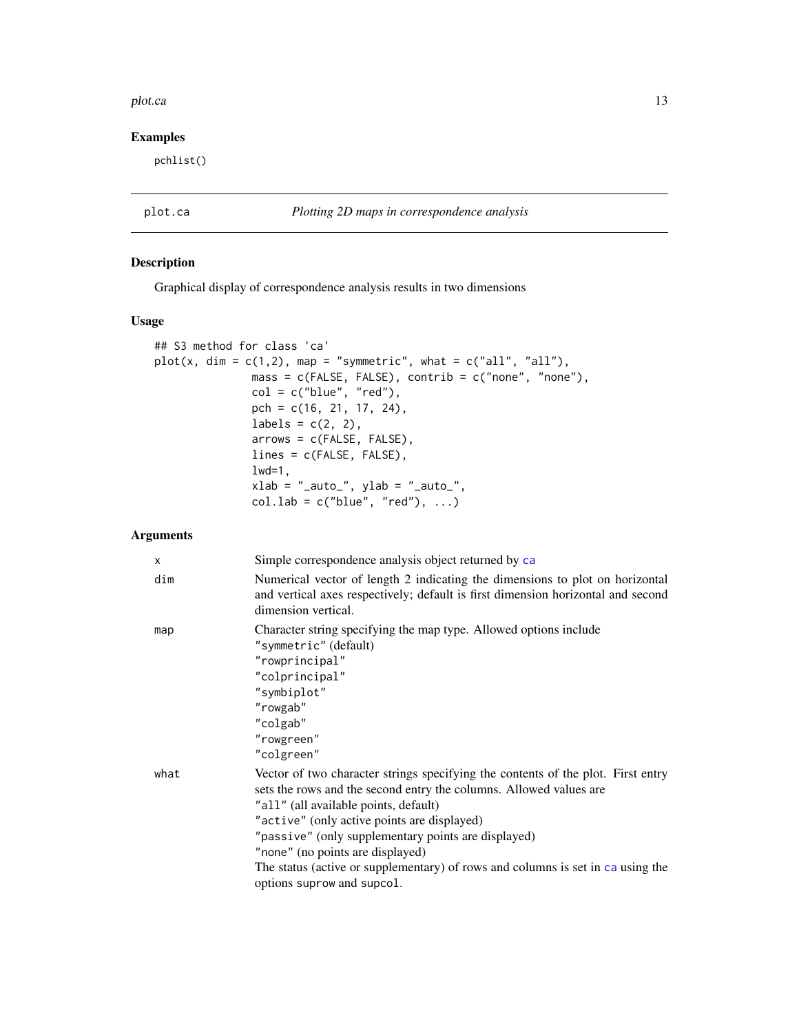## Examples

```
pchlist()
```

---

## plot.ca — *Plotting 2D maps in correspondence analysis*

### Description

Graphical display of correspondence analysis results in two dimensions

### Usage

```
## S3 method for class 'ca'
plot(x, dim = c(1,2), map = "symmetric", what = c("all", "all"),
              mass = c(FALSE, FALSE), contrib = c("none", "none"),
              col = c("blue", "red"),
              pch = c(16, 21, 17, 24),
              labels = c(2, 2),
              arrows = c(FALSE, FALSE),
              lines = c(FALSE, FALSE),
              lwd=1,
              xlab = "_auto_", ylab = "_auto_",
              col.lab = c("blue", "red"), ...)
```

### Arguments

| | |
|---|---|
| x | Simple correspondence analysis object returned by ca |
| dim | Numerical vector of length 2 indicating the dimensions to plot on horizontal and vertical axes respectively; default is first dimension horizontal and second dimension vertical. |
| map | Character string specifying the map type. Allowed options include<br>"symmetric" (default)<br>"rowprincipal"<br>"colprincipal"<br>"symbiplot"<br>"rowgab"<br>"colgab"<br>"rowgreen"<br>"colgreen" |
| what | Vector of two character strings specifying the contents of the plot. First entry sets the rows and the second entry the columns. Allowed values are<br>"all" (all available points, default)<br>"active" (only active points are displayed)<br>"passive" (only supplementary points are displayed)<br>"none" (no points are displayed)<br>The status (active or supplementary) of rows and columns is set in ca using the options suprow and supcol. |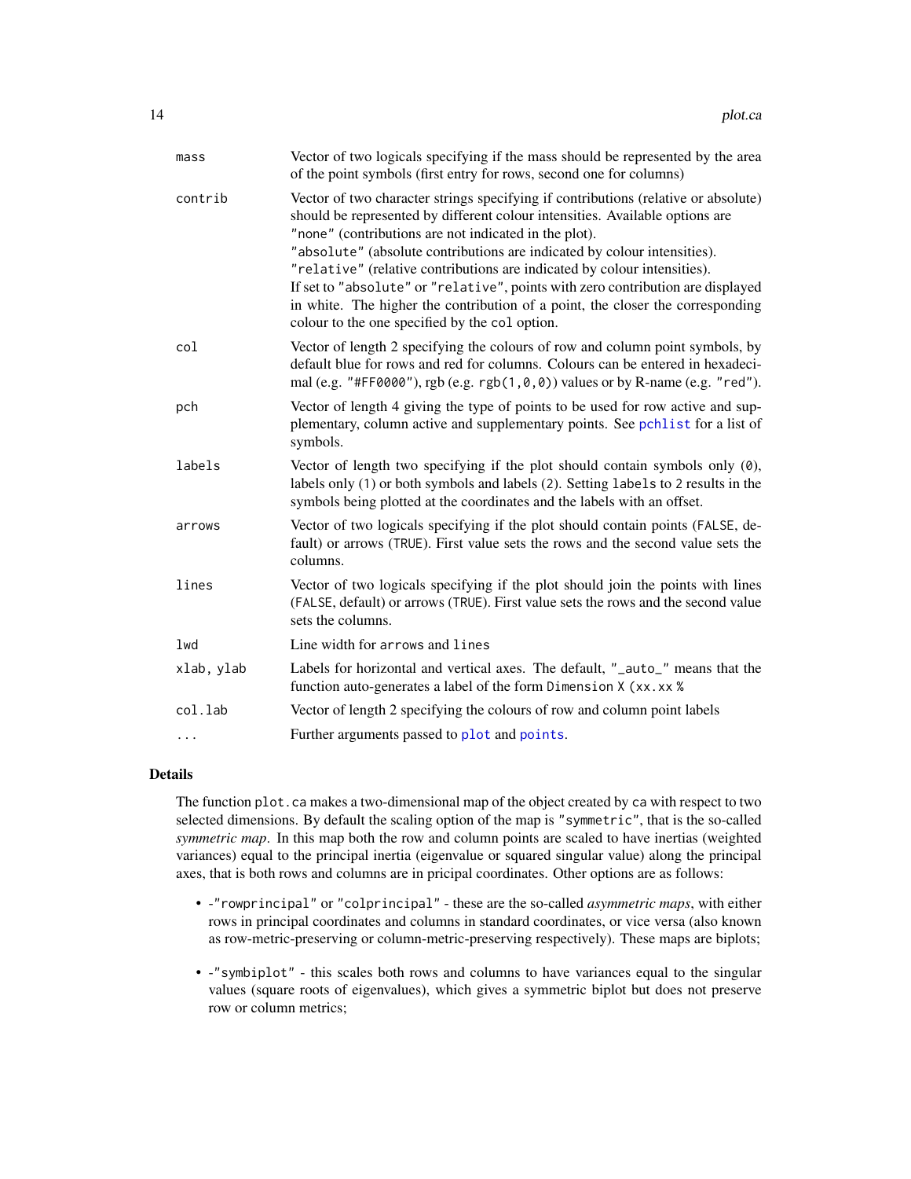| | |
|---|---|
| mass | Vector of two logicals specifying if the mass should be represented by the area of the point symbols (first entry for rows, second one for columns) |
| contrib | Vector of two character strings specifying if contributions (relative or absolute) should be represented by different colour intensities. Available options are `"none"` (contributions are not indicated in the plot). `"absolute"` (absolute contributions are indicated by colour intensities). `"relative"` (relative contributions are indicated by colour intensities). If set to `"absolute"` or `"relative"`, points with zero contribution are displayed in white. The higher the contribution of a point, the closer the corresponding colour to the one specified by the `col` option. |
| col | Vector of length 2 specifying the colours of row and column point symbols, by default blue for rows and red for columns. Colours can be entered in hexadecimal (e.g. `"#FF0000"`), rgb (e.g. `rgb(1,0,0)`) values or by R-name (e.g. `"red"`). |
| pch | Vector of length 4 giving the type of points to be used for row active and supplementary, column active and supplementary points. See `pchlist` for a list of symbols. |
| labels | Vector of length two specifying if the plot should contain symbols only (`0`), labels only (`1`) or both symbols and labels (`2`). Setting `labels` to `2` results in the symbols being plotted at the coordinates and the labels with an offset. |
| arrows | Vector of two logicals specifying if the plot should contain points (`FALSE`, default) or arrows (`TRUE`). First value sets the rows and the second value sets the columns. |
| lines | Vector of two logicals specifying if the plot should join the points with lines (`FALSE`, default) or arrows (`TRUE`). First value sets the rows and the second value sets the columns. |
| lwd | Line width for `arrows` and `lines` |
| xlab, ylab | Labels for horizontal and vertical axes. The default, `"_auto_"` means that the function auto-generates a label of the form `Dimension X (xx.xx %` |
| col.lab | Vector of length 2 specifying the colours of row and column point labels |
| ... | Further arguments passed to `plot` and `points`. |

## Details

The function `plot.ca` makes a two-dimensional map of the object created by `ca` with respect to two selected dimensions. By default the scaling option of the map is `"symmetric"`, that is the so-called *symmetric map*. In this map both the row and column points are scaled to have inertias (weighted variances) equal to the principal inertia (eigenvalue or squared singular value) along the principal axes, that is both rows and columns are in pricipal coordinates. Other options are as follows:

- -`"rowprincipal"` or `"colprincipal"` - these are the so-called *asymmetric maps*, with either rows in principal coordinates and columns in standard coordinates, or vice versa (also known as row-metric-preserving or column-metric-preserving respectively). These maps are biplots;
- -`"symbiplot"` - this scales both rows and columns to have variances equal to the singular values (square roots of eigenvalues), which gives a symmetric biplot but does not preserve row or column metrics;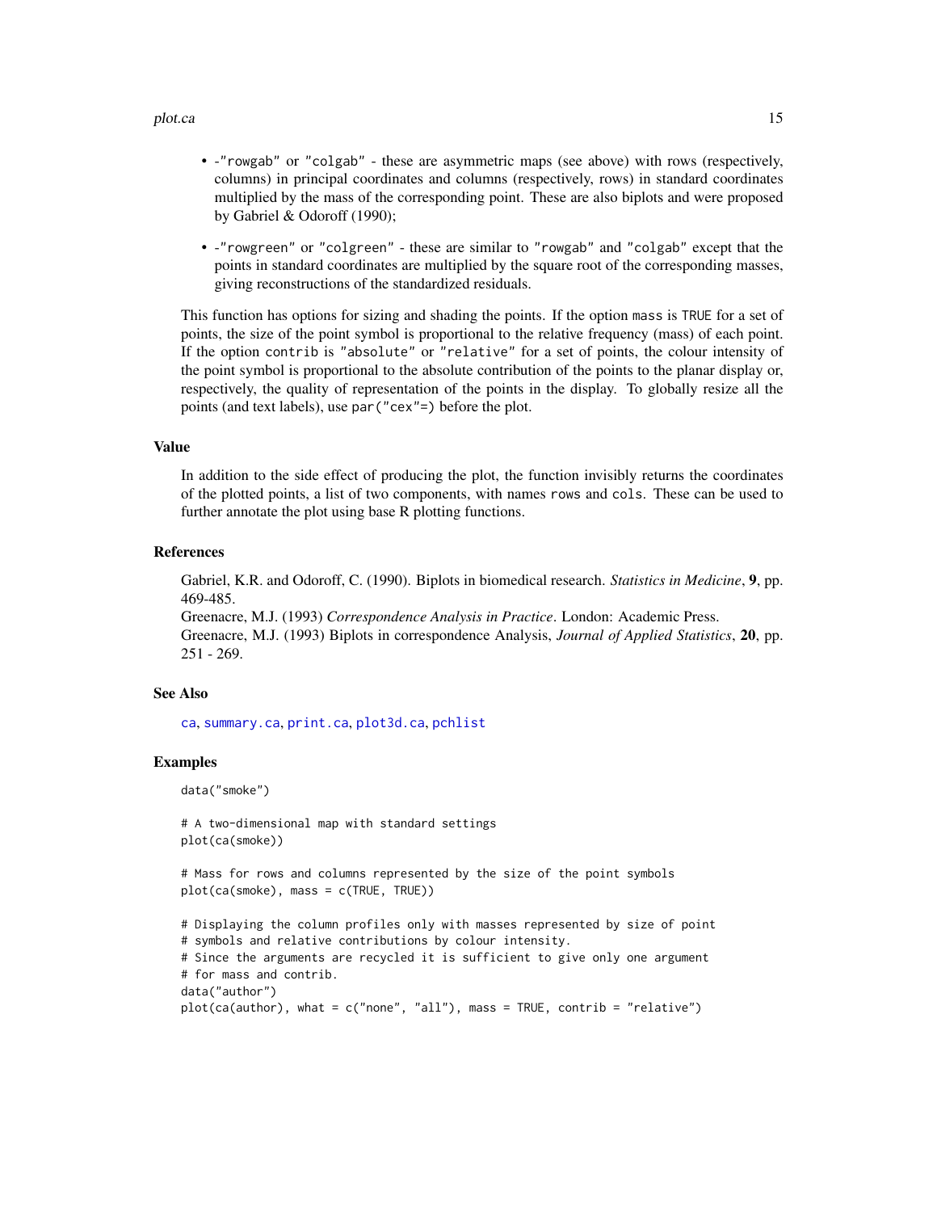- -"rowgab" or "colgab" - these are asymmetric maps (see above) with rows (respectively, columns) in principal coordinates and columns (respectively, rows) in standard coordinates multiplied by the mass of the corresponding point. These are also biplots and were proposed by Gabriel & Odoroff (1990);
- -"rowgreen" or "colgreen" - these are similar to "rowgab" and "colgab" except that the points in standard coordinates are multiplied by the square root of the corresponding masses, giving reconstructions of the standardized residuals.

This function has options for sizing and shading the points. If the option mass is TRUE for a set of points, the size of the point symbol is proportional to the relative frequency (mass) of each point. If the option contrib is "absolute" or "relative" for a set of points, the colour intensity of the point symbol is proportional to the absolute contribution of the points to the planar display or, respectively, the quality of representation of the points in the display. To globally resize all the points (and text labels), use par("cex"=) before the plot.

### Value

In addition to the side effect of producing the plot, the function invisibly returns the coordinates of the plotted points, a list of two components, with names rows and cols. These can be used to further annotate the plot using base R plotting functions.

### References

Gabriel, K.R. and Odoroff, C. (1990). Biplots in biomedical research. *Statistics in Medicine*, **9**, pp. 469-485.
Greenacre, M.J. (1993) *Correspondence Analysis in Practice*. London: Academic Press.
Greenacre, M.J. (1993) Biplots in correspondence Analysis, *Journal of Applied Statistics*, **20**, pp. 251 - 269.

### See Also

ca, summary.ca, print.ca, plot3d.ca, pchlist

### Examples

```
data("smoke")

# A two-dimensional map with standard settings
plot(ca(smoke))

# Mass for rows and columns represented by the size of the point symbols
plot(ca(smoke), mass = c(TRUE, TRUE))

# Displaying the column profiles only with masses represented by size of point
# symbols and relative contributions by colour intensity.
# Since the arguments are recycled it is sufficient to give only one argument
# for mass and contrib.
data("author")
plot(ca(author), what = c("none", "all"), mass = TRUE, contrib = "relative")
```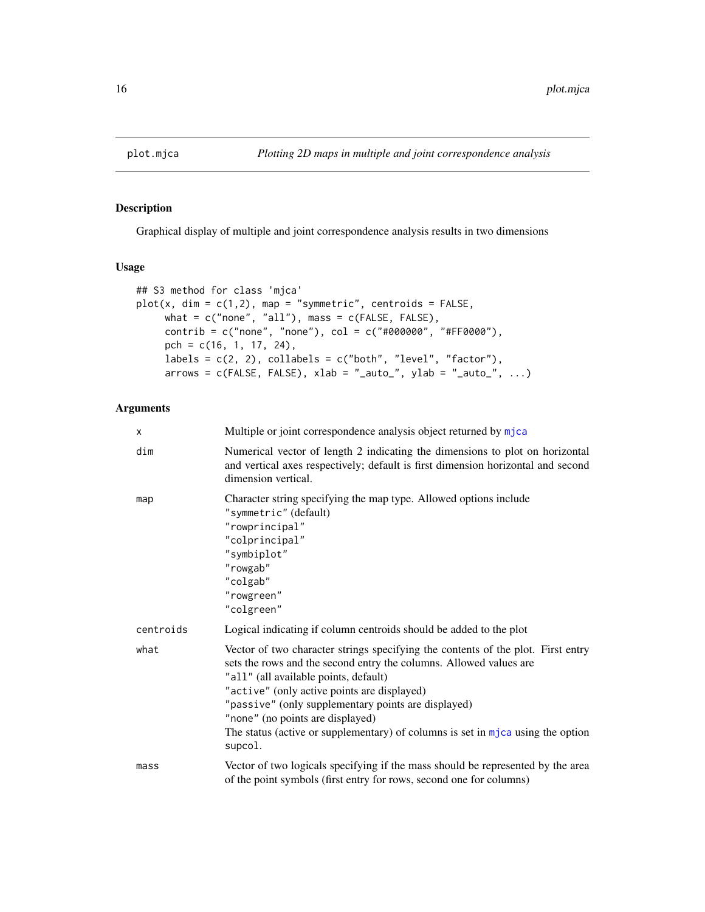## plot.mjca *Plotting 2D maps in multiple and joint correspondence analysis*

### Description

Graphical display of multiple and joint correspondence analysis results in two dimensions

### Usage

```
## S3 method for class 'mjca'
plot(x, dim = c(1,2), map = "symmetric", centroids = FALSE,
     what = c("none", "all"), mass = c(FALSE, FALSE),
     contrib = c("none", "none"), col = c("#000000", "#FF0000"),
     pch = c(16, 1, 17, 24),
     labels = c(2, 2), collabels = c("both", "level", "factor"),
     arrows = c(FALSE, FALSE), xlab = "_auto_", ylab = "_auto_", ...)
```

### Arguments

| | |
|---|---|
| `x` | Multiple or joint correspondence analysis object returned by `mjca` |
| `dim` | Numerical vector of length 2 indicating the dimensions to plot on horizontal and vertical axes respectively; default is first dimension horizontal and second dimension vertical. |
| `map` | Character string specifying the map type. Allowed options include<br>`"symmetric"` (default)<br>`"rowprincipal"`<br>`"colprincipal"`<br>`"symbiplot"`<br>`"rowgab"`<br>`"colgab"`<br>`"rowgreen"`<br>`"colgreen"` |
| `centroids` | Logical indicating if column centroids should be added to the plot |
| `what` | Vector of two character strings specifying the contents of the plot. First entry sets the rows and the second entry the columns. Allowed values are<br>`"all"` (all available points, default)<br>`"active"` (only active points are displayed)<br>`"passive"` (only supplementary points are displayed)<br>`"none"` (no points are displayed)<br>The status (active or supplementary) of columns is set in `mjca` using the option `supcol`. |
| `mass` | Vector of two logicals specifying if the mass should be represented by the area of the point symbols (first entry for rows, second one for columns) |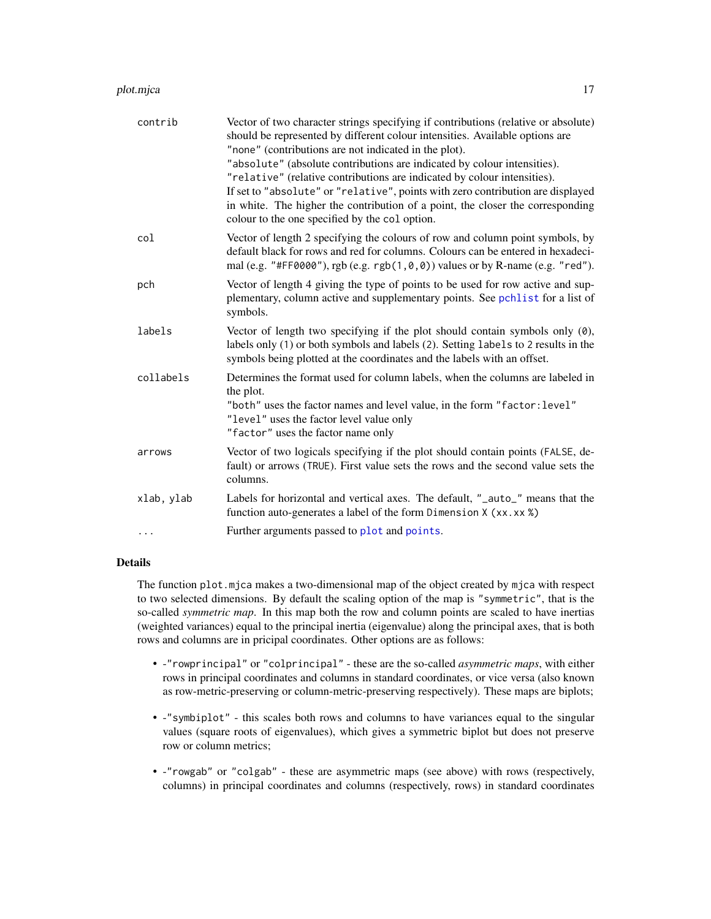| | |
|---|---|
| contrib | Vector of two character strings specifying if contributions (relative or absolute) should be represented by different colour intensities. Available options are `"none"` (contributions are not indicated in the plot). `"absolute"` (absolute contributions are indicated by colour intensities). `"relative"` (relative contributions are indicated by colour intensities). If set to `"absolute"` or `"relative"`, points with zero contribution are displayed in white. The higher the contribution of a point, the closer the corresponding colour to the one specified by the `col` option. |
| col | Vector of length 2 specifying the colours of row and column point symbols, by default black for rows and red for columns. Colours can be entered in hexadecimal (e.g. `"#FF0000"`), rgb (e.g. `rgb(1,0,0)`) values or by R-name (e.g. `"red"`). |
| pch | Vector of length 4 giving the type of points to be used for row active and supplementary, column active and supplementary points. See `pchlist` for a list of symbols. |
| labels | Vector of length two specifying if the plot should contain symbols only (`0`), labels only (`1`) or both symbols and labels (`2`). Setting `labels` to `2` results in the symbols being plotted at the coordinates and the labels with an offset. |
| collabels | Determines the format used for column labels, when the columns are labeled in the plot. `"both"` uses the factor names and level value, in the form `"factor:level"` `"level"` uses the factor level value only `"factor"` uses the factor name only |
| arrows | Vector of two logicals specifying if the plot should contain points (`FALSE`, default) or arrows (`TRUE`). First value sets the rows and the second value sets the columns. |
| xlab, ylab | Labels for horizontal and vertical axes. The default, `"_auto_"` means that the function auto-generates a label of the form `Dimension X (xx.xx %)` |
| ... | Further arguments passed to `plot` and `points`. |

## Details

The function `plot.mjca` makes a two-dimensional map of the object created by `mjca` with respect to two selected dimensions. By default the scaling option of the map is `"symmetric"`, that is the so-called *symmetric map*. In this map both the row and column points are scaled to have inertias (weighted variances) equal to the principal inertia (eigenvalue) along the principal axes, that is both rows and columns are in pricipal coordinates. Other options are as follows:

- -`"rowprincipal"` or `"colprincipal"` - these are the so-called *asymmetric maps*, with either rows in principal coordinates and columns in standard coordinates, or vice versa (also known as row-metric-preserving or column-metric-preserving respectively). These maps are biplots;
- -`"symbiplot"` - this scales both rows and columns to have variances equal to the singular values (square roots of eigenvalues), which gives a symmetric biplot but does not preserve row or column metrics;
- -`"rowgab"` or `"colgab"` - these are asymmetric maps (see above) with rows (respectively, columns) in principal coordinates and columns (respectively, rows) in standard coordinates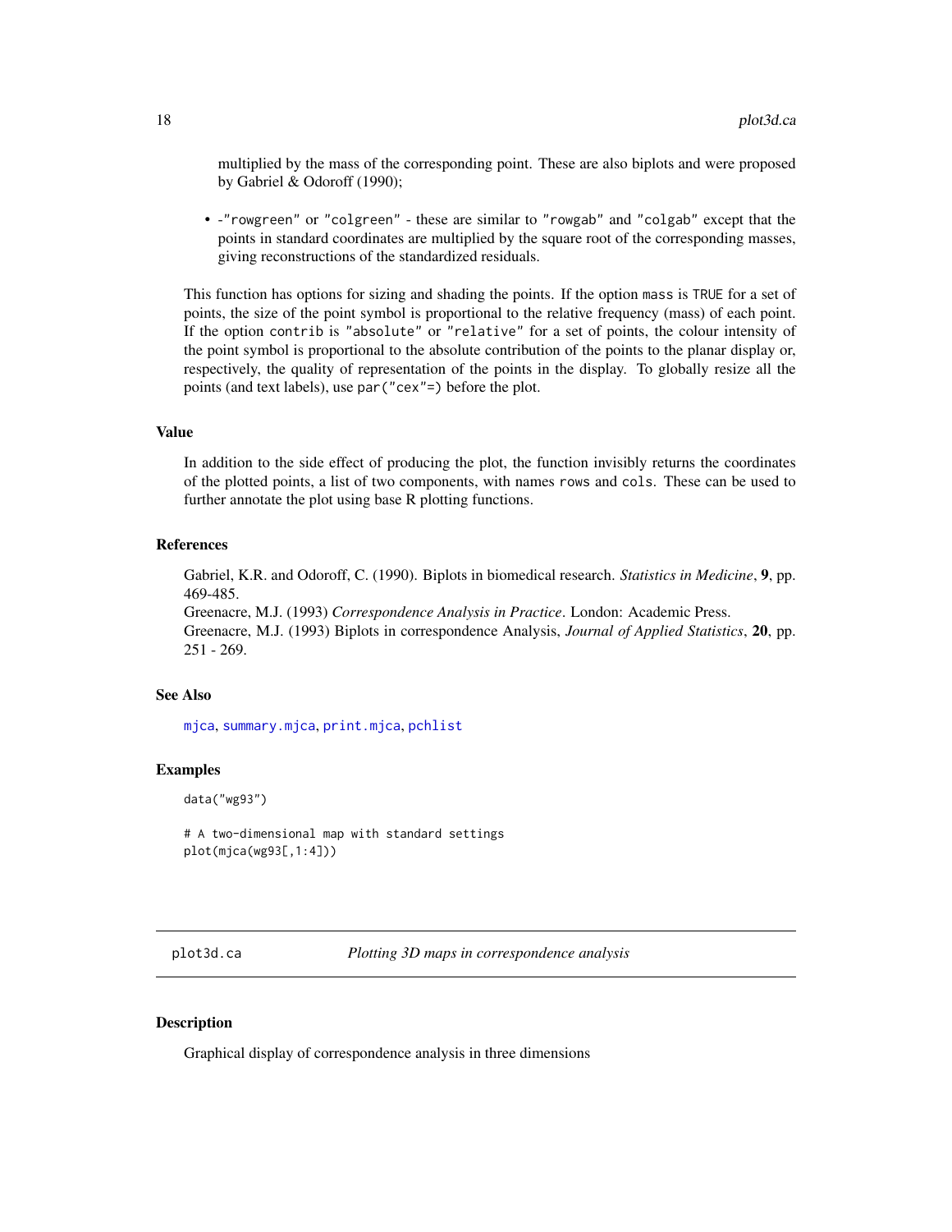multiplied by the mass of the corresponding point. These are also biplots and were proposed by Gabriel & Odoroff (1990);

- -"rowgreen" or "colgreen" - these are similar to "rowgab" and "colgab" except that the points in standard coordinates are multiplied by the square root of the corresponding masses, giving reconstructions of the standardized residuals.

This function has options for sizing and shading the points. If the option `mass` is `TRUE` for a set of points, the size of the point symbol is proportional to the relative frequency (mass) of each point. If the option `contrib` is `"absolute"` or `"relative"` for a set of points, the colour intensity of the point symbol is proportional to the absolute contribution of the points to the planar display or, respectively, the quality of representation of the points in the display. To globally resize all the points (and text labels), use `par("cex"=)` before the plot.

### Value

In addition to the side effect of producing the plot, the function invisibly returns the coordinates of the plotted points, a list of two components, with names `rows` and `cols`. These can be used to further annotate the plot using base R plotting functions.

### References

Gabriel, K.R. and Odoroff, C. (1990). Biplots in biomedical research. *Statistics in Medicine*, **9**, pp. 469-485.
Greenacre, M.J. (1993) *Correspondence Analysis in Practice*. London: Academic Press.
Greenacre, M.J. (1993) Biplots in correspondence Analysis, *Journal of Applied Statistics*, **20**, pp. 251 - 269.

### See Also

`mjca`, `summary.mjca`, `print.mjca`, `pchlist`

### Examples

```
data("wg93")

# A two-dimensional map with standard settings
plot(mjca(wg93[,1:4]))
```

## plot3d.ca — *Plotting 3D maps in correspondence analysis*

### Description

Graphical display of correspondence analysis in three dimensions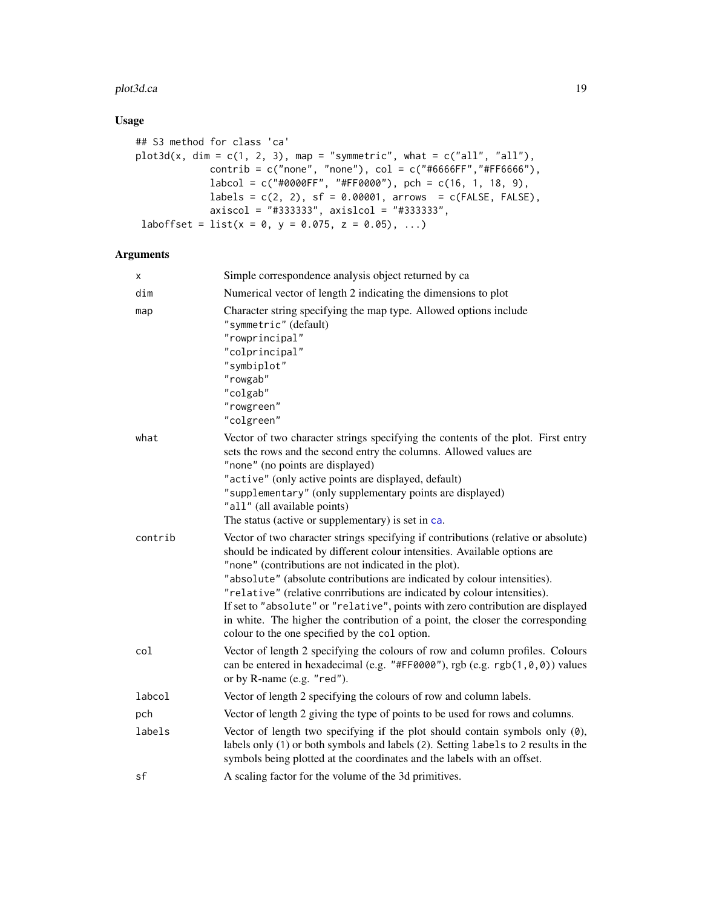## Usage

```
## S3 method for class 'ca'
plot3d(x, dim = c(1, 2, 3), map = "symmetric", what = c("all", "all"),
             contrib = c("none", "none"), col = c("#6666FF","#FF6666"),
             labcol = c("#0000FF", "#FF0000"), pch = c(16, 1, 18, 9),
             labels = c(2, 2), sf = 0.00001, arrows  = c(FALSE, FALSE),
             axiscol = "#333333", axislcol = "#333333",
 laboffset = list(x = 0, y = 0.075, z = 0.05), ...)
```

## Arguments

| | |
|---|---|
| `x` | Simple correspondence analysis object returned by ca |
| `dim` | Numerical vector of length 2 indicating the dimensions to plot |
| `map` | Character string specifying the map type. Allowed options include<br>`"symmetric"` (default)<br>`"rowprincipal"`<br>`"colprincipal"`<br>`"symbiplot"`<br>`"rowgab"`<br>`"colgab"`<br>`"rowgreen"`<br>`"colgreen"` |
| `what` | Vector of two character strings specifying the contents of the plot. First entry sets the rows and the second entry the columns. Allowed values are<br>`"none"` (no points are displayed)<br>`"active"` (only active points are displayed, default)<br>`"supplementary"` (only supplementary points are displayed)<br>`"all"` (all available points)<br>The status (active or supplementary) is set in `ca`. |
| `contrib` | Vector of two character strings specifying if contributions (relative or absolute) should be indicated by different colour intensities. Available options are<br>`"none"` (contributions are not indicated in the plot).<br>`"absolute"` (absolute contributions are indicated by colour intensities).<br>`"relative"` (relative conrributions are indicated by colour intensities).<br>If set to `"absolute"` or `"relative"`, points with zero contribution are displayed in white. The higher the contribution of a point, the closer the corresponding colour to the one specified by the `col` option. |
| `col` | Vector of length 2 specifying the colours of row and column profiles. Colours can be entered in hexadecimal (e.g. `"#FF0000"`), rgb (e.g. `rgb(1,0,0)`) values or by R-name (e.g. `"red"`). |
| `labcol` | Vector of length 2 specifying the colours of row and column labels. |
| `pch` | Vector of length 2 giving the type of points to be used for rows and columns. |
| `labels` | Vector of length two specifying if the plot should contain symbols only (`0`), labels only (`1`) or both symbols and labels (`2`). Setting `labels` to `2` results in the symbols being plotted at the coordinates and the labels with an offset. |
| `sf` | A scaling factor for the volume of the 3d primitives. |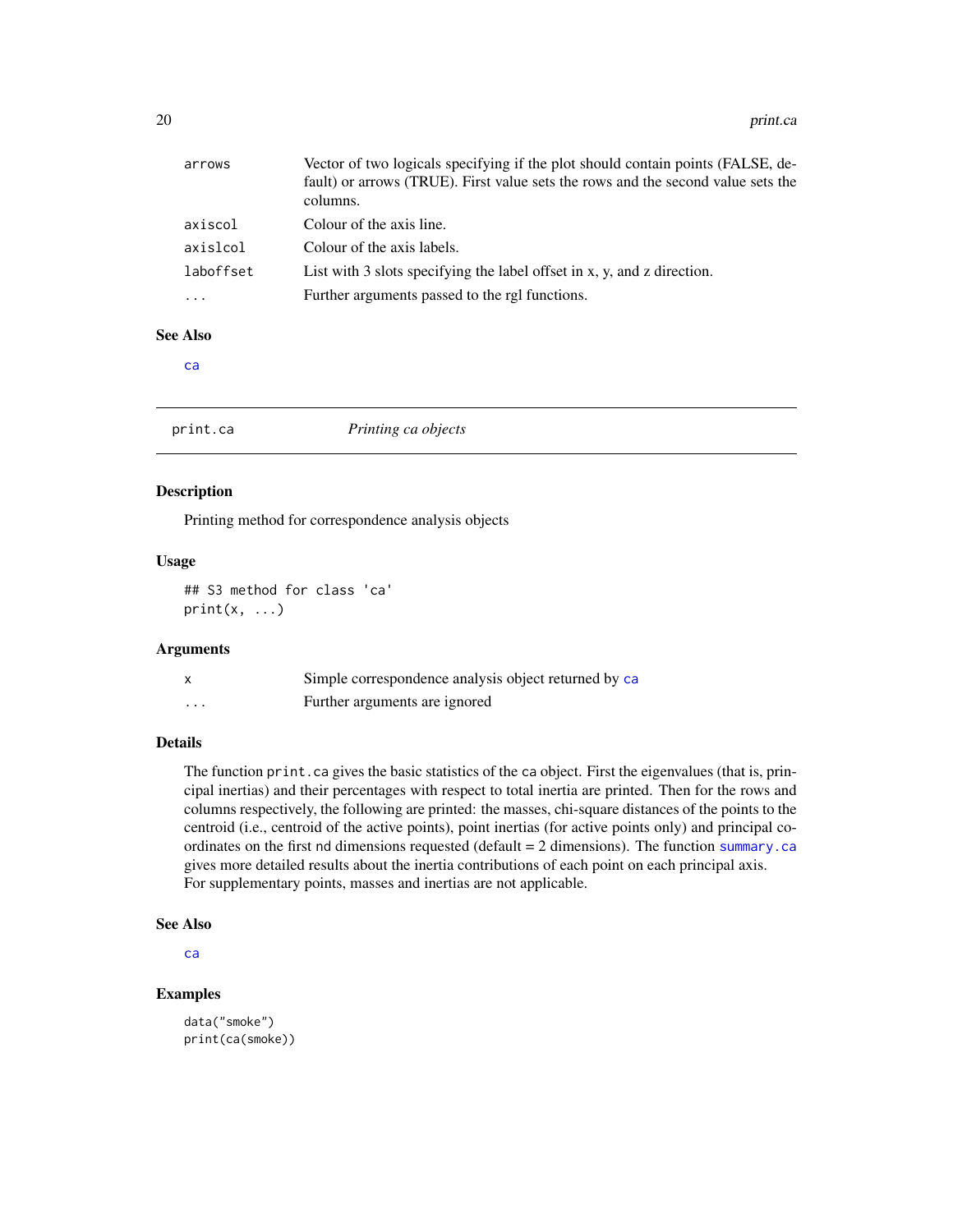| | |
|---|---|
| arrows | Vector of two logicals specifying if the plot should contain points (FALSE, default) or arrows (TRUE). First value sets the rows and the second value sets the columns. |
| axiscol | Colour of the axis line. |
| axislcol | Colour of the axis labels. |
| laboffset | List with 3 slots specifying the label offset in x, y, and z direction. |
| ... | Further arguments passed to the rgl functions. |

### See Also

ca

---

## print.ca — *Printing ca objects*

### Description

Printing method for correspondence analysis objects

### Usage

```
## S3 method for class 'ca'
print(x, ...)
```

### Arguments

| | |
|---|---|
| x | Simple correspondence analysis object returned by ca |
| ... | Further arguments are ignored |

### Details

The function `print.ca` gives the basic statistics of the `ca` object. First the eigenvalues (that is, principal inertias) and their percentages with respect to total inertia are printed. Then for the rows and columns respectively, the following are printed: the masses, chi-square distances of the points to the centroid (i.e., centroid of the active points), point inertias (for active points only) and principal coordinates on the first `nd` dimensions requested (default = 2 dimensions). The function summary.ca gives more detailed results about the inertia contributions of each point on each principal axis.
For supplementary points, masses and inertias are not applicable.

### See Also

ca

### Examples

```
data("smoke")
print(ca(smoke))
```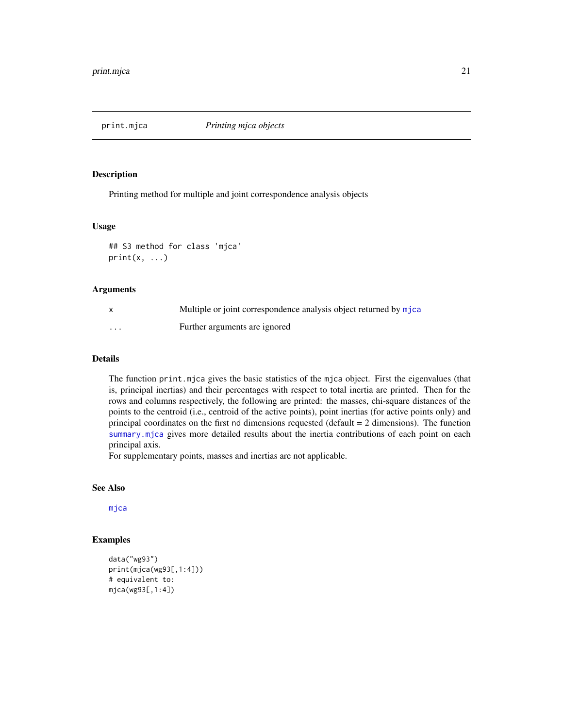## print.mjca — *Printing mjca objects*

### Description

Printing method for multiple and joint correspondence analysis objects

### Usage

```
## S3 method for class 'mjca'
print(x, ...)
```

### Arguments

| | |
|---|---|
| x | Multiple or joint correspondence analysis object returned by mjca |
| ... | Further arguments are ignored |

### Details

The function `print.mjca` gives the basic statistics of the `mjca` object. First the eigenvalues (that is, principal inertias) and their percentages with respect to total inertia are printed. Then for the rows and columns respectively, the following are printed: the masses, chi-square distances of the points to the centroid (i.e., centroid of the active points), point inertias (for active points only) and principal coordinates on the first `nd` dimensions requested (default = 2 dimensions). The function `summary.mjca` gives more detailed results about the inertia contributions of each point on each principal axis.
For supplementary points, masses and inertias are not applicable.

### See Also

`mjca`

### Examples

```
data("wg93")
print(mjca(wg93[,1:4]))
# equivalent to:
mjca(wg93[,1:4])
```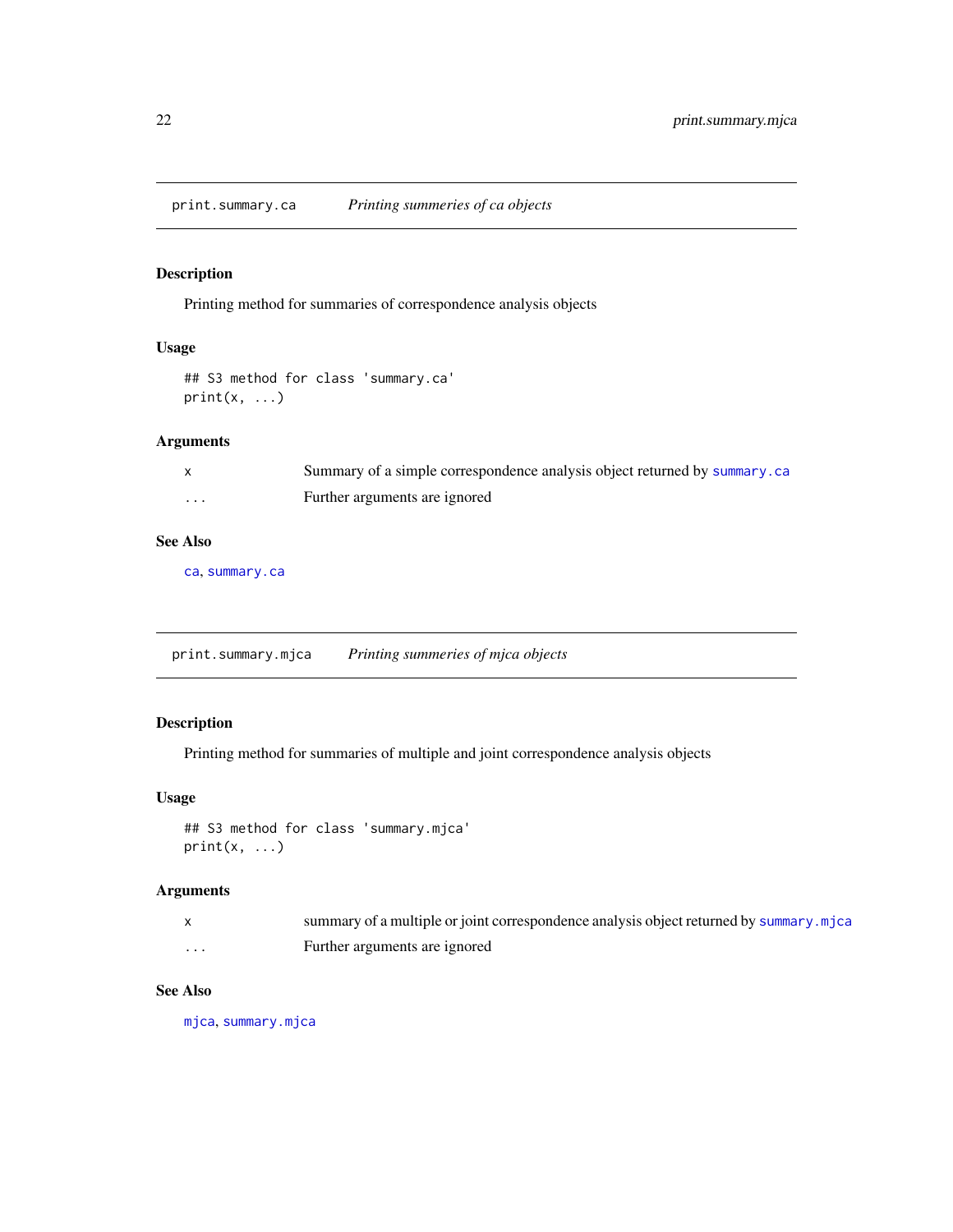## print.summary.ca — *Printing summeries of ca objects*

### Description

Printing method for summaries of correspondence analysis objects

### Usage

```
## S3 method for class 'summary.ca'
print(x, ...)
```

### Arguments

| | |
|---|---|
| `x` | Summary of a simple correspondence analysis object returned by `summary.ca` |
| `...` | Further arguments are ignored |

### See Also

`ca`, `summary.ca`

## print.summary.mjca — *Printing summeries of mjca objects*

### Description

Printing method for summaries of multiple and joint correspondence analysis objects

### Usage

```
## S3 method for class 'summary.mjca'
print(x, ...)
```

### Arguments

| | |
|---|---|
| `x` | summary of a multiple or joint correspondence analysis object returned by `summary.mjca` |
| `...` | Further arguments are ignored |

### See Also

`mjca`, `summary.mjca`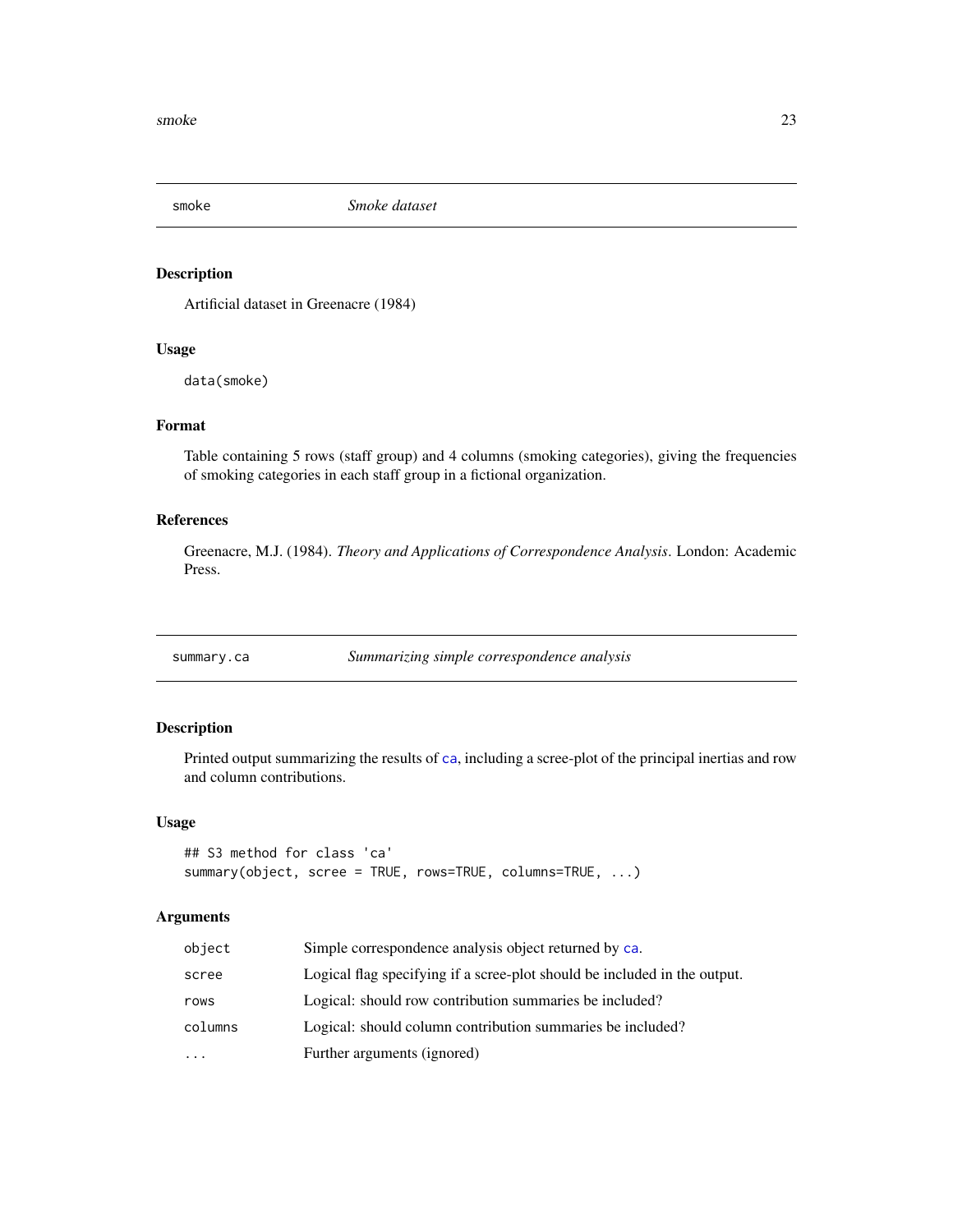## smoke — *Smoke dataset*

### Description

Artificial dataset in Greenacre (1984)

### Usage

```
data(smoke)
```

### Format

Table containing 5 rows (staff group) and 4 columns (smoking categories), giving the frequencies of smoking categories in each staff group in a fictional organization.

### References

Greenacre, M.J. (1984). *Theory and Applications of Correspondence Analysis*. London: Academic Press.

## summary.ca — *Summarizing simple correspondence analysis*

### Description

Printed output summarizing the results of ca, including a scree-plot of the principal inertias and row and column contributions.

### Usage

```
## S3 method for class 'ca'
summary(object, scree = TRUE, rows=TRUE, columns=TRUE, ...)
```

### Arguments

| | |
|---|---|
| object | Simple correspondence analysis object returned by ca. |
| scree | Logical flag specifying if a scree-plot should be included in the output. |
| rows | Logical: should row contribution summaries be included? |
| columns | Logical: should column contribution summaries be included? |
| ... | Further arguments (ignored) |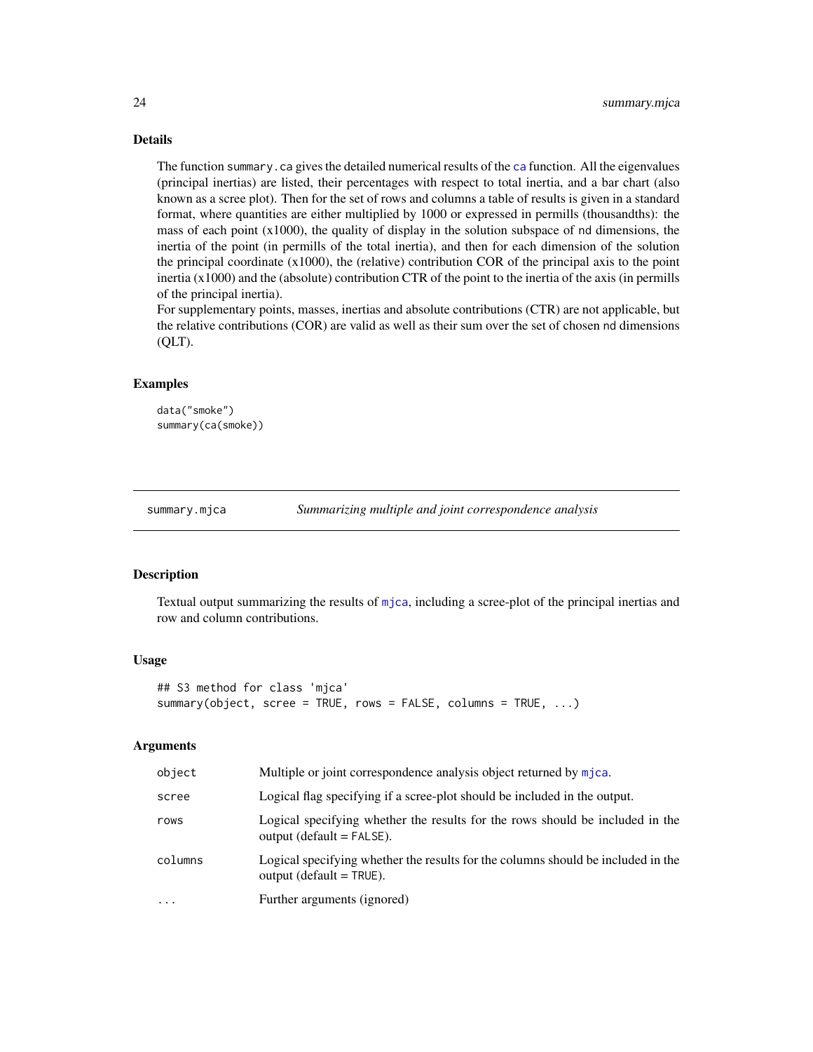### Details

The function `summary.ca` gives the detailed numerical results of the `ca` function. All the eigenvalues (principal inertias) are listed, their percentages with respect to total inertia, and a bar chart (also known as a scree plot). Then for the set of rows and columns a table of results is given in a standard format, where quantities are either multiplied by 1000 or expressed in permills (thousandths): the mass of each point (x1000), the quality of display in the solution subspace of `nd` dimensions, the inertia of the point (in permills of the total inertia), and then for each dimension of the solution the principal coordinate (x1000), the (relative) contribution COR of the principal axis to the point inertia (x1000) and the (absolute) contribution CTR of the point to the inertia of the axis (in permills of the principal inertia).

For supplementary points, masses, inertias and absolute contributions (CTR) are not applicable, but the relative contributions (COR) are valid as well as their sum over the set of chosen `nd` dimensions (QLT).

### Examples

```
data("smoke")
summary(ca(smoke))
```

---

## summary.mjca — *Summarizing multiple and joint correspondence analysis*

### Description

Textual output summarizing the results of `mjca`, including a scree-plot of the principal inertias and row and column contributions.

### Usage

```
## S3 method for class 'mjca'
summary(object, scree = TRUE, rows = FALSE, columns = TRUE, ...)
```

### Arguments

| | |
|---|---|
| `object` | Multiple or joint correspondence analysis object returned by `mjca`. |
| `scree` | Logical flag specifying if a scree-plot should be included in the output. |
| `rows` | Logical specifying whether the results for the rows should be included in the output (default = `FALSE`). |
| `columns` | Logical specifying whether the results for the columns should be included in the output (default = `TRUE`). |
| `...` | Further arguments (ignored) |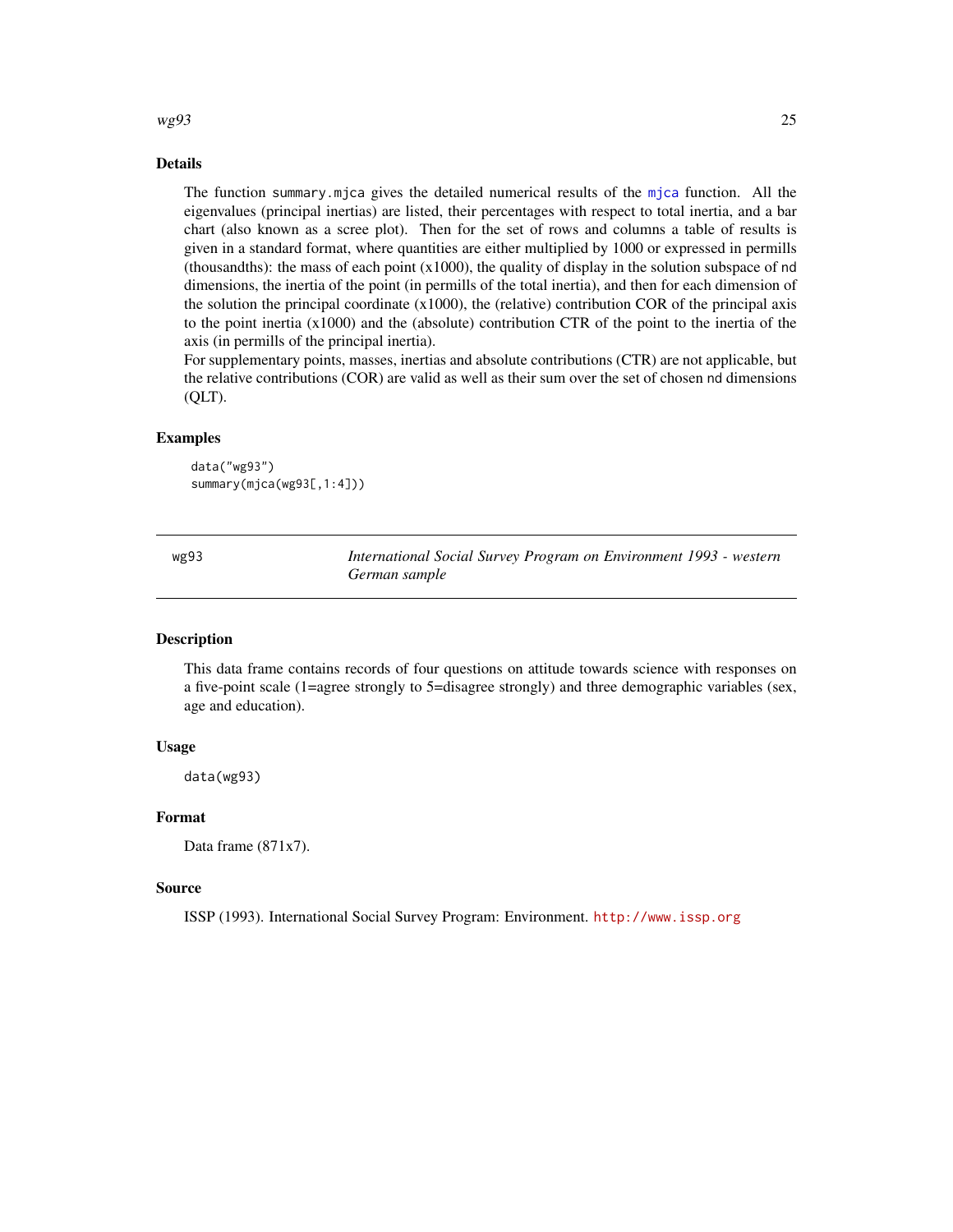### Details

The function `summary.mjca` gives the detailed numerical results of the `mjca` function. All the eigenvalues (principal inertias) are listed, their percentages with respect to total inertia, and a bar chart (also known as a scree plot). Then for the set of rows and columns a table of results is given in a standard format, where quantities are either multiplied by 1000 or expressed in permills (thousandths): the mass of each point (x1000), the quality of display in the solution subspace of `nd` dimensions, the inertia of the point (in permills of the total inertia), and then for each dimension of the solution the principal coordinate (x1000), the (relative) contribution COR of the principal axis to the point inertia (x1000) and the (absolute) contribution CTR of the point to the inertia of the axis (in permills of the principal inertia).

For supplementary points, masses, inertias and absolute contributions (CTR) are not applicable, but the relative contributions (COR) are valid as well as their sum over the set of chosen `nd` dimensions (QLT).

### Examples

```
data("wg93")
summary(mjca(wg93[,1:4]))
```

---

## wg93 — *International Social Survey Program on Environment 1993 - western German sample*

### Description

This data frame contains records of four questions on attitude towards science with responses on a five-point scale (1=agree strongly to 5=disagree strongly) and three demographic variables (sex, age and education).

### Usage

```
data(wg93)
```

### Format

Data frame (871x7).

### Source

ISSP (1993). International Social Survey Program: Environment. http://www.issp.org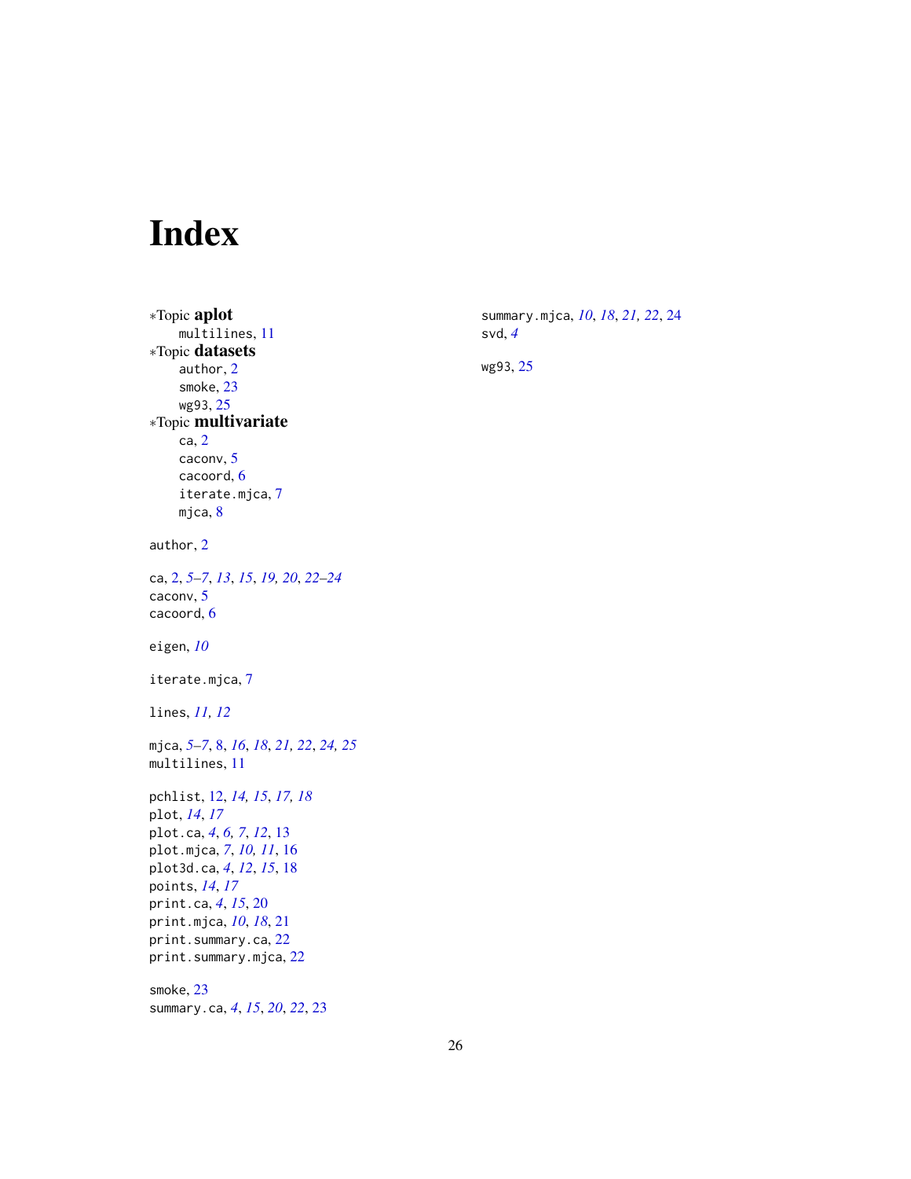# Index

∗Topic **aplot**
  multilines, 11
∗Topic **datasets**
  author, 2
  smoke, 23
  wg93, 25
∗Topic **multivariate**
  ca, 2
  caconv, 5
  cacoord, 6
  iterate.mjca, 7
  mjca, 8

author, 2

ca, 2, *5–7*, *13*, *15*, *19*, *20*, *22–24*
caconv, 5
cacoord, 6

eigen, *10*

iterate.mjca, 7

lines, *11*, *12*

mjca, *5–7*, 8, *16*, *18*, *21*, *22*, *24*, *25*
multilines, 11

pchlist, 12, *14*, *15*, *17*, *18*
plot, *14*, *17*
plot.ca, *4*, *6*, *7*, *12*, 13
plot.mjca, *7*, *10*, *11*, 16
plot3d.ca, *4*, *12*, *15*, 18
points, *14*, *17*
print.ca, *4*, *15*, 20
print.mjca, *10*, *18*, 21
print.summary.ca, 22
print.summary.mjca, 22

smoke, 23
summary.ca, *4*, *15*, *20*, *22*, 23
summary.mjca, *10*, *18*, *21*, *22*, 24
svd, *4*

wg93, 25